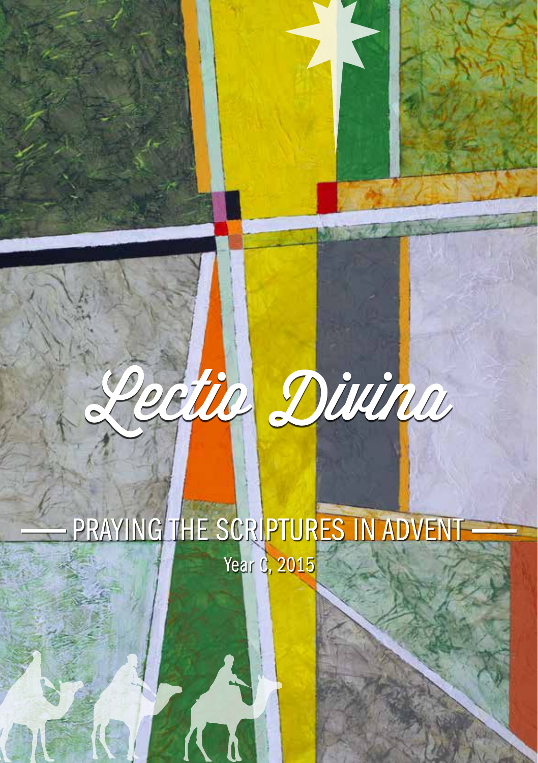# Lectio Divina

## PRAYING THE SCRIPTURES IN ADVENT

Year C, 2015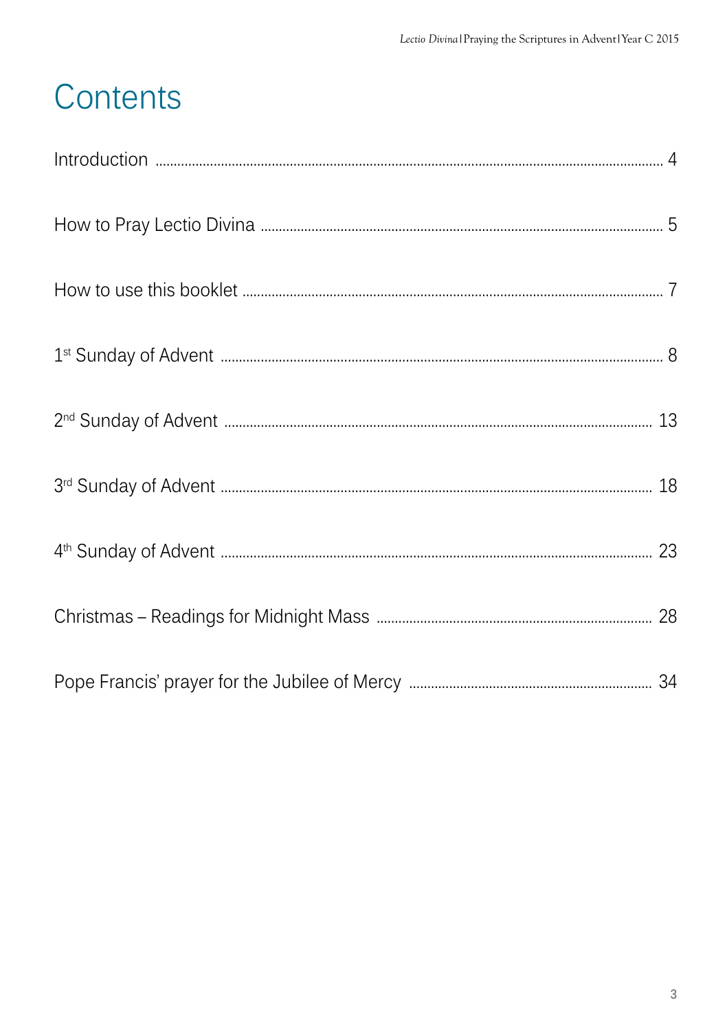# Contents

Introduction ........................................................................................................ 4

How to Pray Lectio Divina ........................................................................................................ 5

How to use this booklet ........................................................................................................ 7

1st Sunday of Advent ........................................................................................................ 8

2nd Sunday of Advent ........................................................................................................ 13

3rd Sunday of Advent ........................................................................................................ 18

4th Sunday of Advent ........................................................................................................ 23

Christmas – Readings for Midnight Mass ........................................................................................................ 28

Pope Francis' prayer for the Jubilee of Mercy ........................................................................................................ 34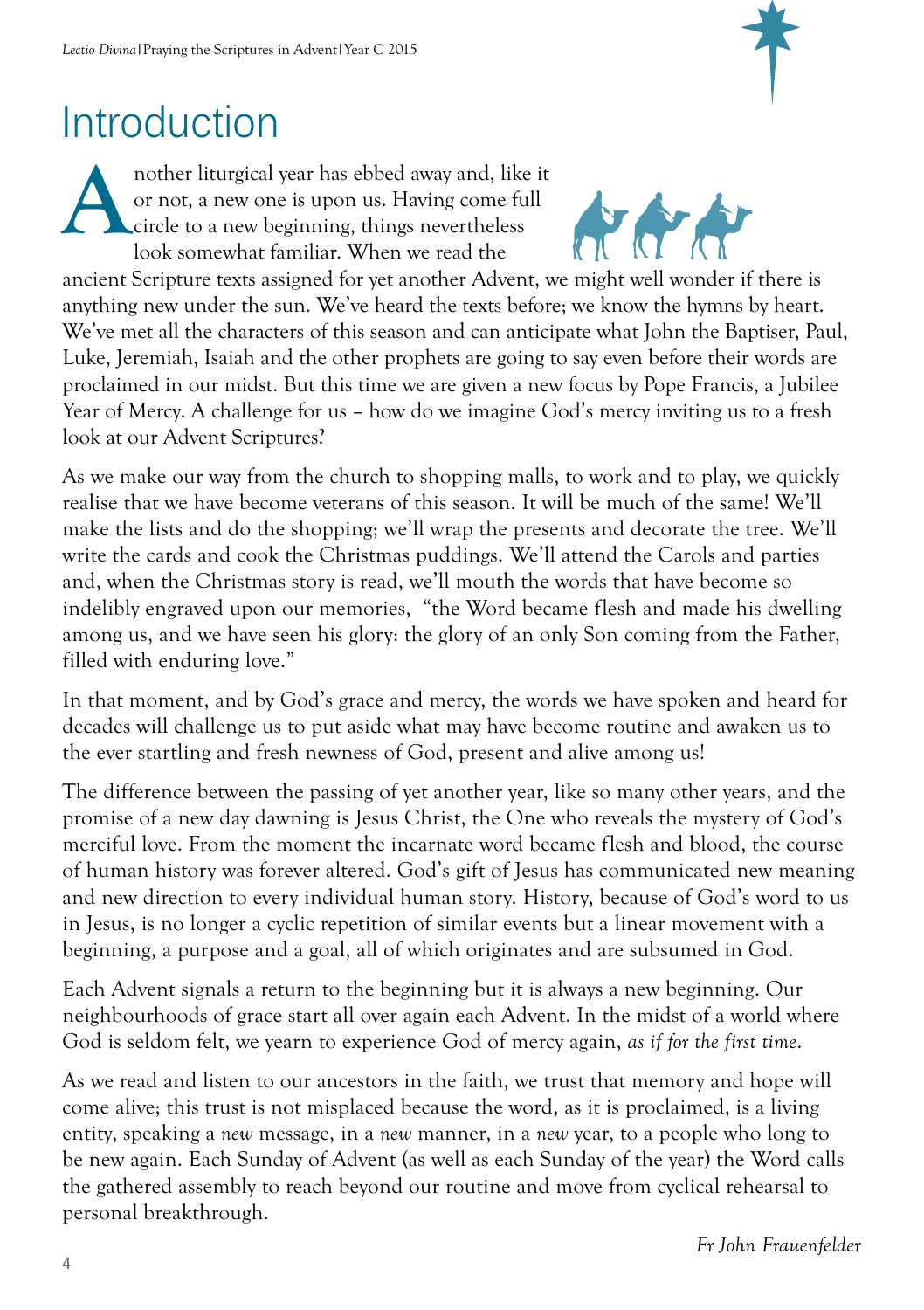# Introduction

Another liturgical year has ebbed away and, like it or not, a new one is upon us. Having come full circle to a new beginning, things nevertheless look somewhat familiar. When we read the ancient Scripture texts assigned for yet another Advent, we might well wonder if there is anything new under the sun. We've heard the texts before; we know the hymns by heart. We've met all the characters of this season and can anticipate what John the Baptiser, Paul, Luke, Jeremiah, Isaiah and the other prophets are going to say even before their words are proclaimed in our midst. But this time we are given a new focus by Pope Francis, a Jubilee Year of Mercy. A challenge for us – how do we imagine God's mercy inviting us to a fresh look at our Advent Scriptures?

As we make our way from the church to shopping malls, to work and to play, we quickly realise that we have become veterans of this season. It will be much of the same! We'll make the lists and do the shopping; we'll wrap the presents and decorate the tree. We'll write the cards and cook the Christmas puddings. We'll attend the Carols and parties and, when the Christmas story is read, we'll mouth the words that have become so indelibly engraved upon our memories, "the Word became flesh and made his dwelling among us, and we have seen his glory: the glory of an only Son coming from the Father, filled with enduring love."

In that moment, and by God's grace and mercy, the words we have spoken and heard for decades will challenge us to put aside what may have become routine and awaken us to the ever startling and fresh newness of God, present and alive among us!

The difference between the passing of yet another year, like so many other years, and the promise of a new day dawning is Jesus Christ, the One who reveals the mystery of God's merciful love. From the moment the incarnate word became flesh and blood, the course of human history was forever altered. God's gift of Jesus has communicated new meaning and new direction to every individual human story. History, because of God's word to us in Jesus, is no longer a cyclic repetition of similar events but a linear movement with a beginning, a purpose and a goal, all of which originates and are subsumed in God.

Each Advent signals a return to the beginning but it is always a new beginning. Our neighbourhoods of grace start all over again each Advent. In the midst of a world where God is seldom felt, we yearn to experience God of mercy again, *as if for the first time*.

As we read and listen to our ancestors in the faith, we trust that memory and hope will come alive; this trust is not misplaced because the word, as it is proclaimed, is a living entity, speaking a *new* message, in a *new* manner, in a *new* year, to a people who long to be new again. Each Sunday of Advent (as well as each Sunday of the year) the Word calls the gathered assembly to reach beyond our routine and move from cyclical rehearsal to personal breakthrough.

*Fr John Frauenfelder*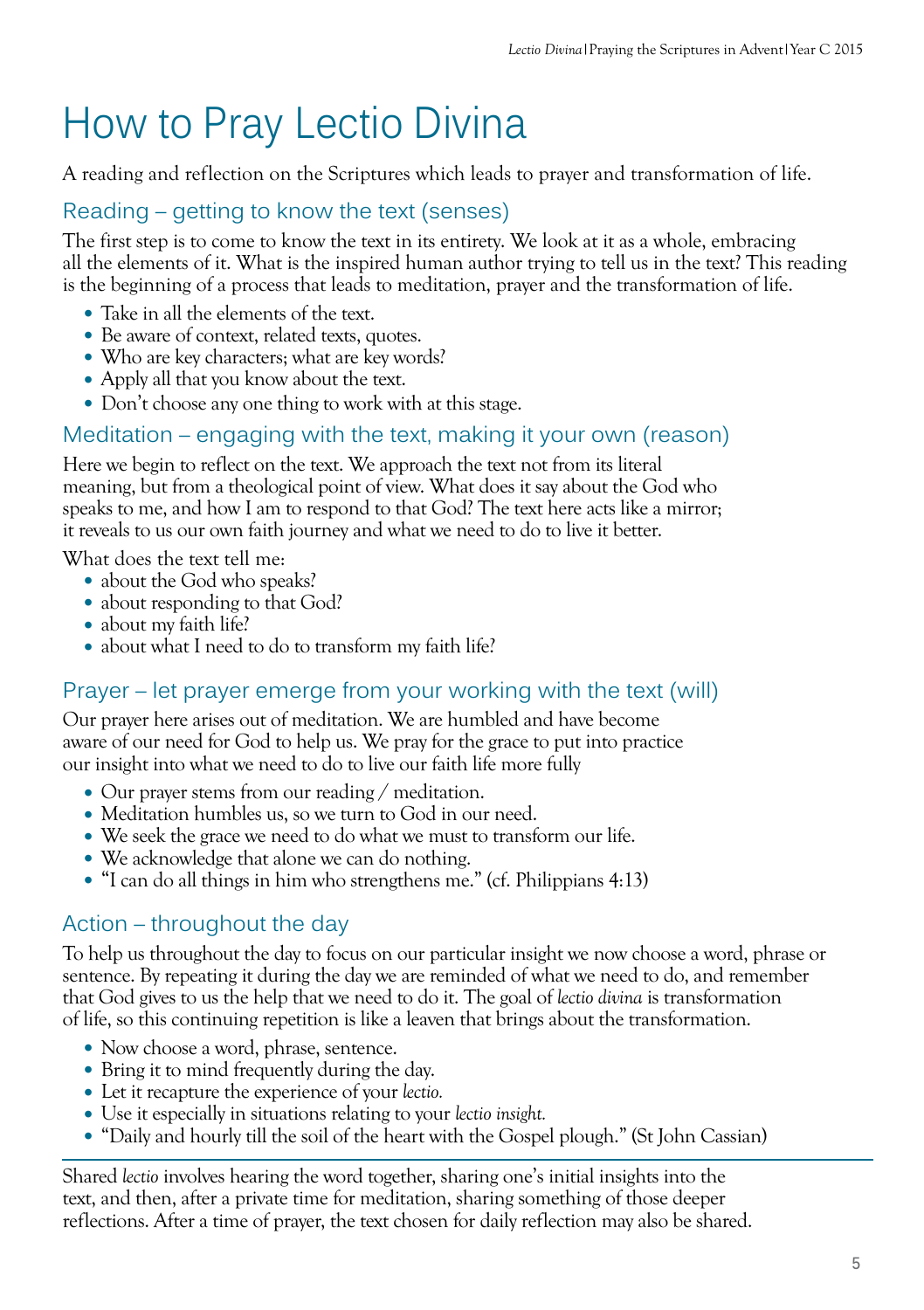# How to Pray Lectio Divina

A reading and reflection on the Scriptures which leads to prayer and transformation of life.

## Reading – getting to know the text (senses)

The first step is to come to know the text in its entirety. We look at it as a whole, embracing all the elements of it. What is the inspired human author trying to tell us in the text? This reading is the beginning of a process that leads to meditation, prayer and the transformation of life.

- Take in all the elements of the text.
- Be aware of context, related texts, quotes.
- Who are key characters; what are key words?
- Apply all that you know about the text.
- Don't choose any one thing to work with at this stage.

## Meditation – engaging with the text, making it your own (reason)

Here we begin to reflect on the text. We approach the text not from its literal meaning, but from a theological point of view. What does it say about the God who speaks to me, and how I am to respond to that God? The text here acts like a mirror; it reveals to us our own faith journey and what we need to do to live it better.

What does the text tell me:

- about the God who speaks?
- about responding to that God?
- about my faith life?
- about what I need to do to transform my faith life?

## Prayer – let prayer emerge from your working with the text (will)

Our prayer here arises out of meditation. We are humbled and have become aware of our need for God to help us. We pray for the grace to put into practice our insight into what we need to do to live our faith life more fully

- Our prayer stems from our reading / meditation.
- Meditation humbles us, so we turn to God in our need.
- We seek the grace we need to do what we must to transform our life.
- We acknowledge that alone we can do nothing.
- "I can do all things in him who strengthens me." (cf. Philippians 4:13)

## Action – throughout the day

To help us throughout the day to focus on our particular insight we now choose a word, phrase or sentence. By repeating it during the day we are reminded of what we need to do, and remember that God gives to us the help that we need to do it. The goal of *lectio divina* is transformation of life, so this continuing repetition is like a leaven that brings about the transformation.

- Now choose a word, phrase, sentence.
- Bring it to mind frequently during the day.
- Let it recapture the experience of your *lectio.*
- Use it especially in situations relating to your *lectio insight.*
- "Daily and hourly till the soil of the heart with the Gospel plough." (St John Cassian)

---

Shared *lectio* involves hearing the word together, sharing one's initial insights into the text, and then, after a private time for meditation, sharing something of those deeper reflections. After a time of prayer, the text chosen for daily reflection may also be shared.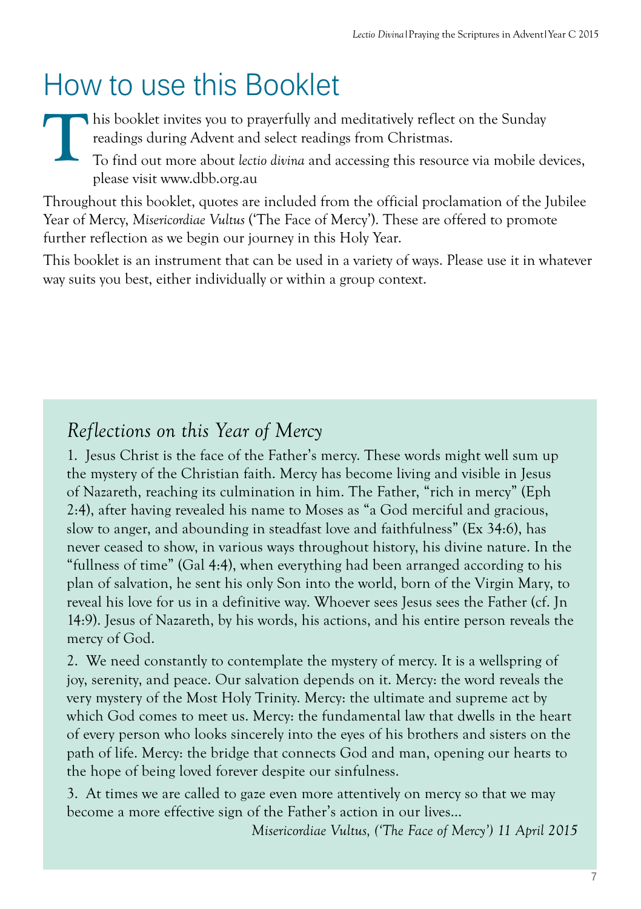# How to use this Booklet

This booklet invites you to prayerfully and meditatively reflect on the Sunday readings during Advent and select readings from Christmas.

To find out more about *lectio divina* and accessing this resource via mobile devices, please visit www.dbb.org.au

Throughout this booklet, quotes are included from the official proclamation of the Jubilee Year of Mercy, *Misericordiae Vultus* ('The Face of Mercy'). These are offered to promote further reflection as we begin our journey in this Holy Year.

This booklet is an instrument that can be used in a variety of ways. Please use it in whatever way suits you best, either individually or within a group context.

## *Reflections on this Year of Mercy*

1. Jesus Christ is the face of the Father's mercy. These words might well sum up the mystery of the Christian faith. Mercy has become living and visible in Jesus of Nazareth, reaching its culmination in him. The Father, "rich in mercy" (Eph 2:4), after having revealed his name to Moses as "a God merciful and gracious, slow to anger, and abounding in steadfast love and faithfulness" (Ex 34:6), has never ceased to show, in various ways throughout history, his divine nature. In the "fullness of time" (Gal 4:4), when everything had been arranged according to his plan of salvation, he sent his only Son into the world, born of the Virgin Mary, to reveal his love for us in a definitive way. Whoever sees Jesus sees the Father (cf. Jn 14:9). Jesus of Nazareth, by his words, his actions, and his entire person reveals the mercy of God.

2. We need constantly to contemplate the mystery of mercy. It is a wellspring of joy, serenity, and peace. Our salvation depends on it. Mercy: the word reveals the very mystery of the Most Holy Trinity. Mercy: the ultimate and supreme act by which God comes to meet us. Mercy: the fundamental law that dwells in the heart of every person who looks sincerely into the eyes of his brothers and sisters on the path of life. Mercy: the bridge that connects God and man, opening our hearts to the hope of being loved forever despite our sinfulness.

3. At times we are called to gaze even more attentively on mercy so that we may become a more effective sign of the Father's action in our lives...

*Misericordiae Vultus, ('The Face of Mercy') 11 April 2015*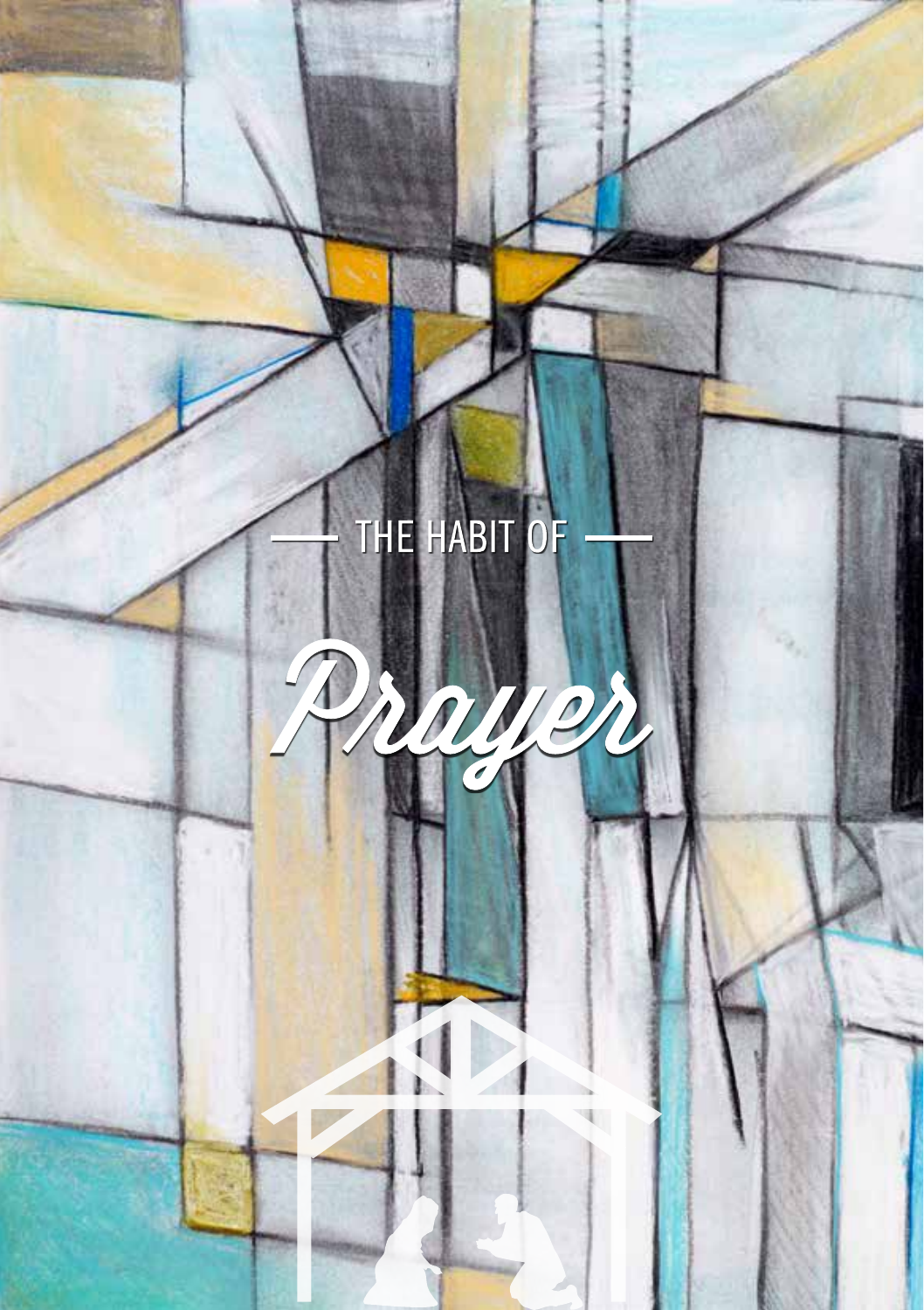# THE HABIT OF

# Prayer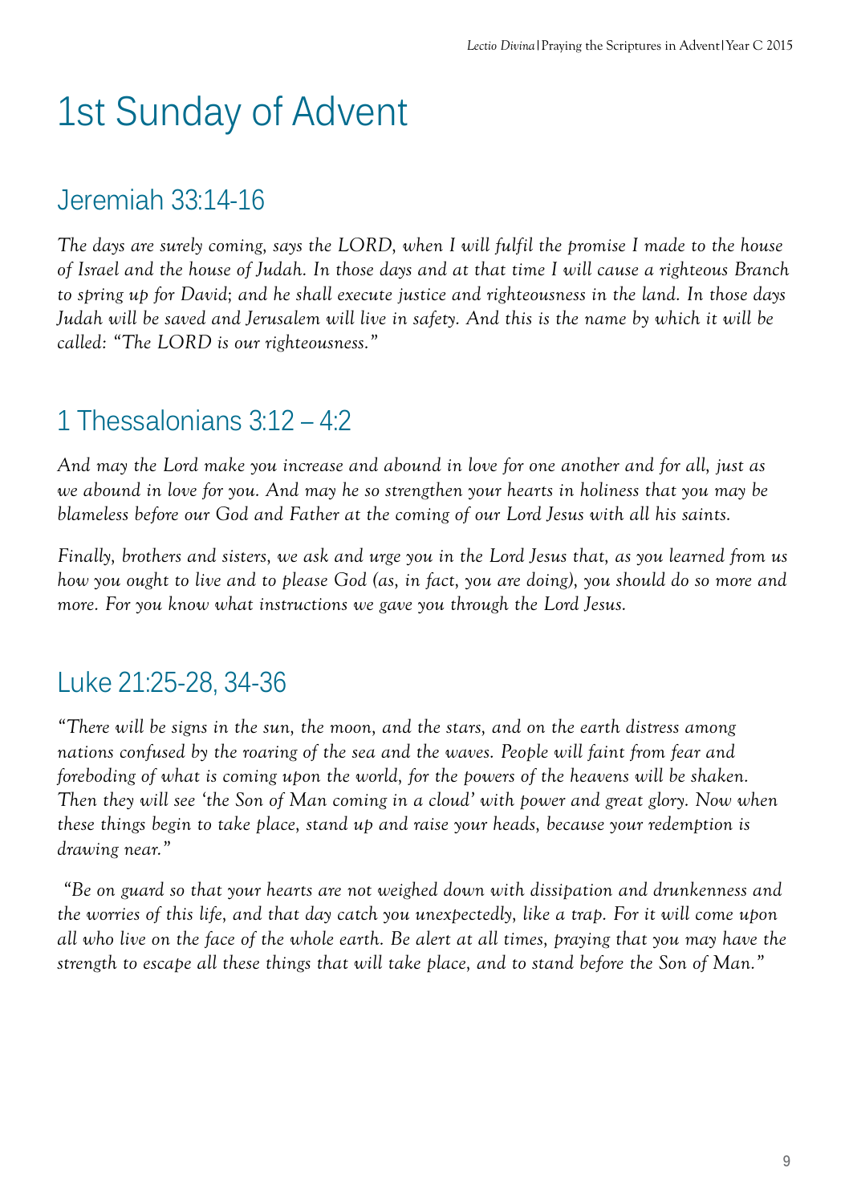# 1st Sunday of Advent

## Jeremiah 33:14-16

*The days are surely coming, says the LORD, when I will fulfil the promise I made to the house of Israel and the house of Judah. In those days and at that time I will cause a righteous Branch to spring up for David; and he shall execute justice and righteousness in the land. In those days Judah will be saved and Jerusalem will live in safety. And this is the name by which it will be called: "The LORD is our righteousness."*

## 1 Thessalonians 3:12 – 4:2

*And may the Lord make you increase and abound in love for one another and for all, just as we abound in love for you. And may he so strengthen your hearts in holiness that you may be blameless before our God and Father at the coming of our Lord Jesus with all his saints.*

*Finally, brothers and sisters, we ask and urge you in the Lord Jesus that, as you learned from us how you ought to live and to please God (as, in fact, you are doing), you should do so more and more. For you know what instructions we gave you through the Lord Jesus.*

## Luke 21:25-28, 34-36

*"There will be signs in the sun, the moon, and the stars, and on the earth distress among nations confused by the roaring of the sea and the waves. People will faint from fear and foreboding of what is coming upon the world, for the powers of the heavens will be shaken. Then they will see 'the Son of Man coming in a cloud' with power and great glory. Now when these things begin to take place, stand up and raise your heads, because your redemption is drawing near."*

*"Be on guard so that your hearts are not weighed down with dissipation and drunkenness and the worries of this life, and that day catch you unexpectedly, like a trap. For it will come upon all who live on the face of the whole earth. Be alert at all times, praying that you may have the strength to escape all these things that will take place, and to stand before the Son of Man."*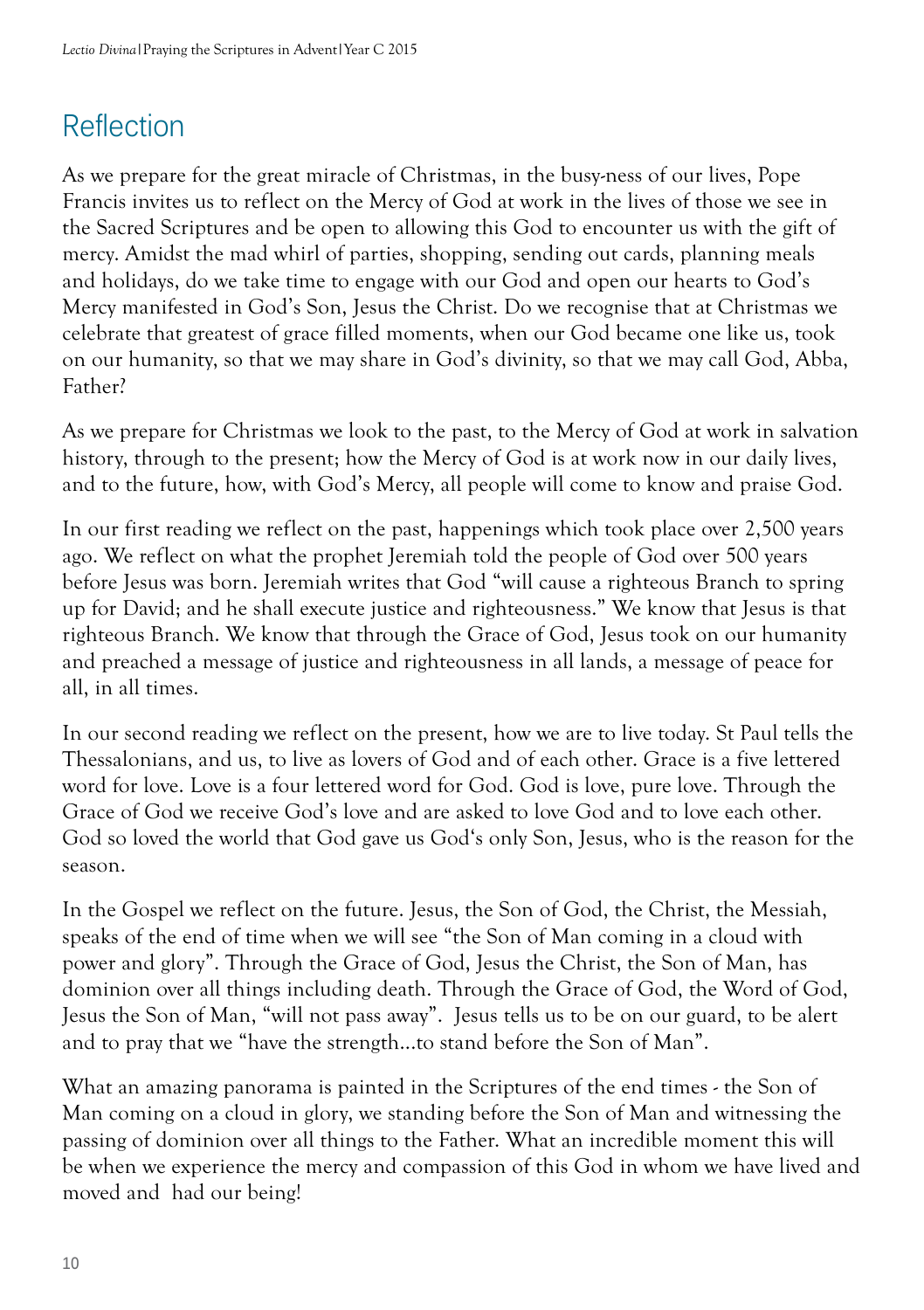## Reflection

As we prepare for the great miracle of Christmas, in the busy-ness of our lives, Pope Francis invites us to reflect on the Mercy of God at work in the lives of those we see in the Sacred Scriptures and be open to allowing this God to encounter us with the gift of mercy. Amidst the mad whirl of parties, shopping, sending out cards, planning meals and holidays, do we take time to engage with our God and open our hearts to God's Mercy manifested in God's Son, Jesus the Christ. Do we recognise that at Christmas we celebrate that greatest of grace filled moments, when our God became one like us, took on our humanity, so that we may share in God's divinity, so that we may call God, Abba, Father?

As we prepare for Christmas we look to the past, to the Mercy of God at work in salvation history, through to the present; how the Mercy of God is at work now in our daily lives, and to the future, how, with God's Mercy, all people will come to know and praise God.

In our first reading we reflect on the past, happenings which took place over 2,500 years ago. We reflect on what the prophet Jeremiah told the people of God over 500 years before Jesus was born. Jeremiah writes that God "will cause a righteous Branch to spring up for David; and he shall execute justice and righteousness." We know that Jesus is that righteous Branch. We know that through the Grace of God, Jesus took on our humanity and preached a message of justice and righteousness in all lands, a message of peace for all, in all times.

In our second reading we reflect on the present, how we are to live today. St Paul tells the Thessalonians, and us, to live as lovers of God and of each other. Grace is a five lettered word for love. Love is a four lettered word for God. God is love, pure love. Through the Grace of God we receive God's love and are asked to love God and to love each other. God so loved the world that God gave us God's only Son, Jesus, who is the reason for the season.

In the Gospel we reflect on the future. Jesus, the Son of God, the Christ, the Messiah, speaks of the end of time when we will see "the Son of Man coming in a cloud with power and glory". Through the Grace of God, Jesus the Christ, the Son of Man, has dominion over all things including death. Through the Grace of God, the Word of God, Jesus the Son of Man, "will not pass away". Jesus tells us to be on our guard, to be alert and to pray that we "have the strength…to stand before the Son of Man".

What an amazing panorama is painted in the Scriptures of the end times - the Son of Man coming on a cloud in glory, we standing before the Son of Man and witnessing the passing of dominion over all things to the Father. What an incredible moment this will be when we experience the mercy and compassion of this God in whom we have lived and moved and had our being!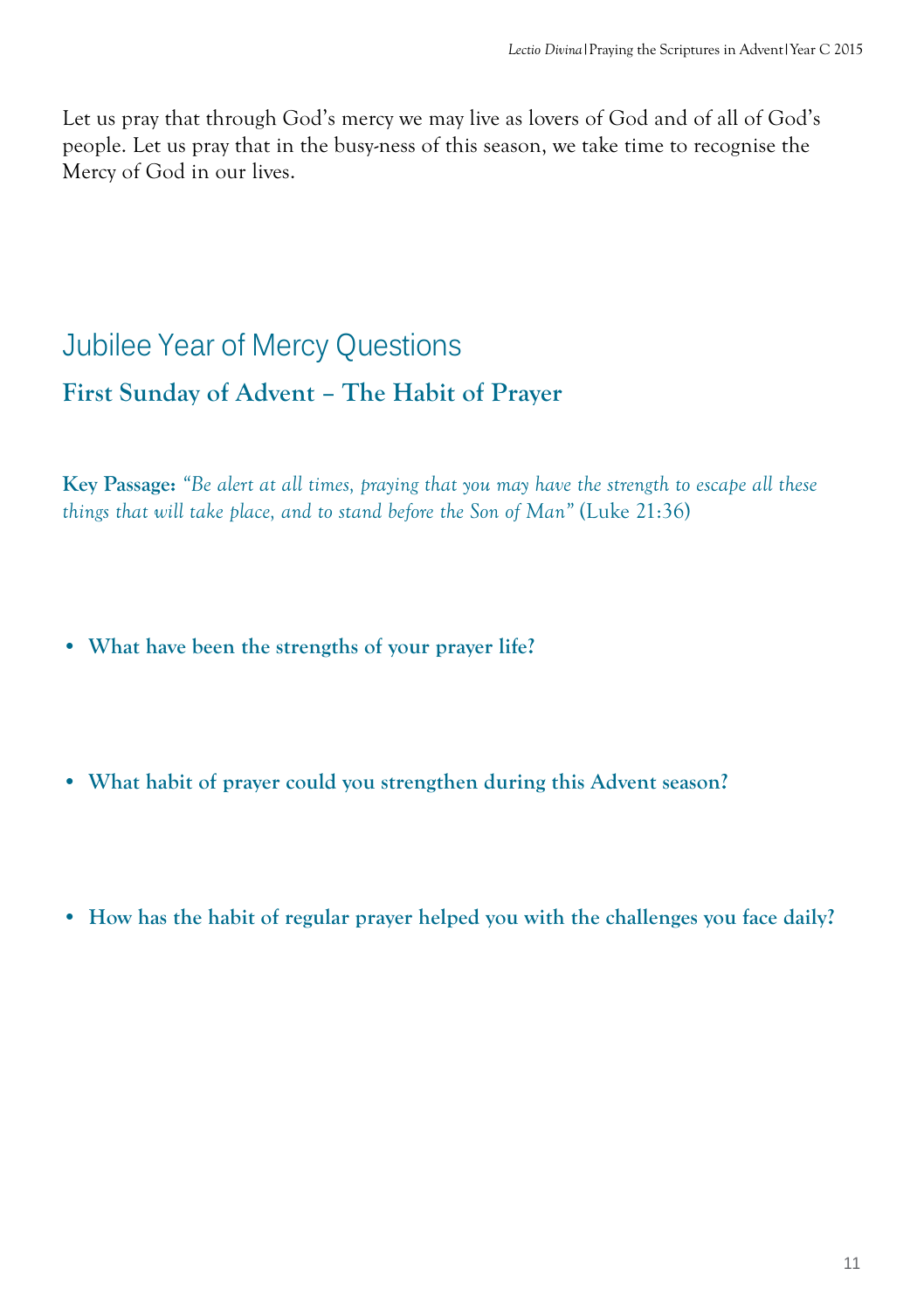Let us pray that through God's mercy we may live as lovers of God and of all of God's people. Let us pray that in the busy-ness of this season, we take time to recognise the Mercy of God in our lives.

## Jubilee Year of Mercy Questions

### First Sunday of Advent – The Habit of Prayer

**Key Passage:** *"Be alert at all times, praying that you may have the strength to escape all these things that will take place, and to stand before the Son of Man"* (Luke 21:36)

- **What have been the strengths of your prayer life?**

- **What habit of prayer could you strengthen during this Advent season?**

- **How has the habit of regular prayer helped you with the challenges you face daily?**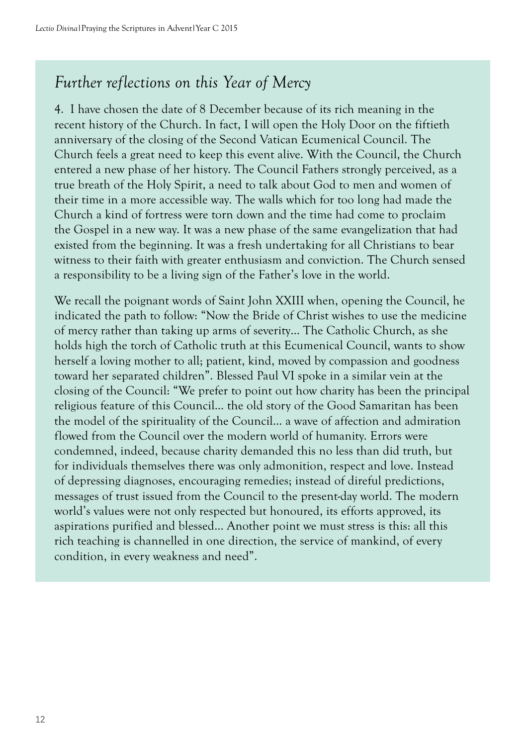## *Further reflections on this Year of Mercy*

4. I have chosen the date of 8 December because of its rich meaning in the recent history of the Church. In fact, I will open the Holy Door on the fiftieth anniversary of the closing of the Second Vatican Ecumenical Council. The Church feels a great need to keep this event alive. With the Council, the Church entered a new phase of her history. The Council Fathers strongly perceived, as a true breath of the Holy Spirit, a need to talk about God to men and women of their time in a more accessible way. The walls which for too long had made the Church a kind of fortress were torn down and the time had come to proclaim the Gospel in a new way. It was a new phase of the same evangelization that had existed from the beginning. It was a fresh undertaking for all Christians to bear witness to their faith with greater enthusiasm and conviction. The Church sensed a responsibility to be a living sign of the Father's love in the world.

We recall the poignant words of Saint John XXIII when, opening the Council, he indicated the path to follow: "Now the Bride of Christ wishes to use the medicine of mercy rather than taking up arms of severity… The Catholic Church, as she holds high the torch of Catholic truth at this Ecumenical Council, wants to show herself a loving mother to all; patient, kind, moved by compassion and goodness toward her separated children". Blessed Paul VI spoke in a similar vein at the closing of the Council: "We prefer to point out how charity has been the principal religious feature of this Council… the old story of the Good Samaritan has been the model of the spirituality of the Council… a wave of affection and admiration flowed from the Council over the modern world of humanity. Errors were condemned, indeed, because charity demanded this no less than did truth, but for individuals themselves there was only admonition, respect and love. Instead of depressing diagnoses, encouraging remedies; instead of direful predictions, messages of trust issued from the Council to the present-day world. The modern world's values were not only respected but honoured, its efforts approved, its aspirations purified and blessed… Another point we must stress is this: all this rich teaching is channelled in one direction, the service of mankind, of every condition, in every weakness and need".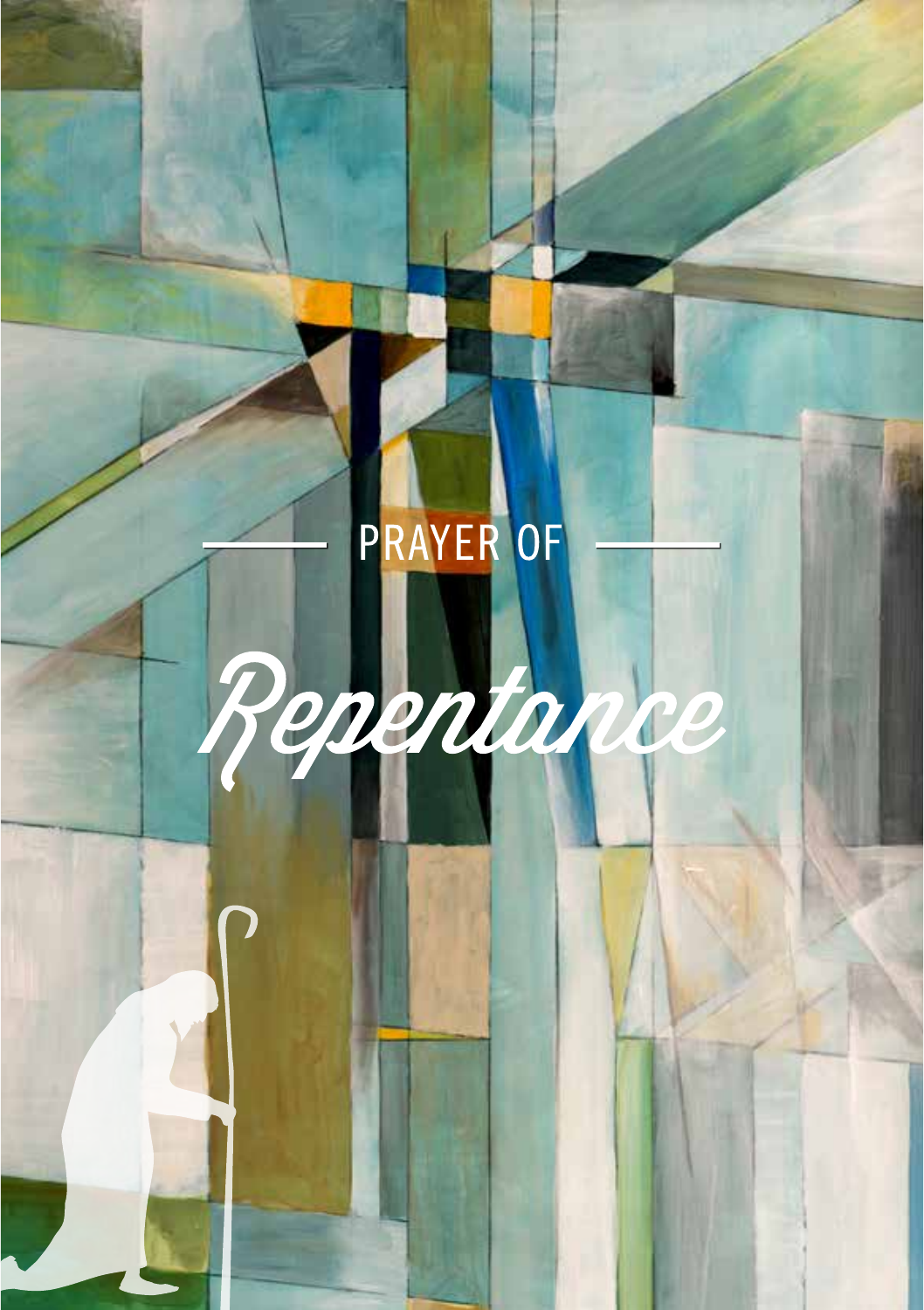# PRAYER OF *Repentance*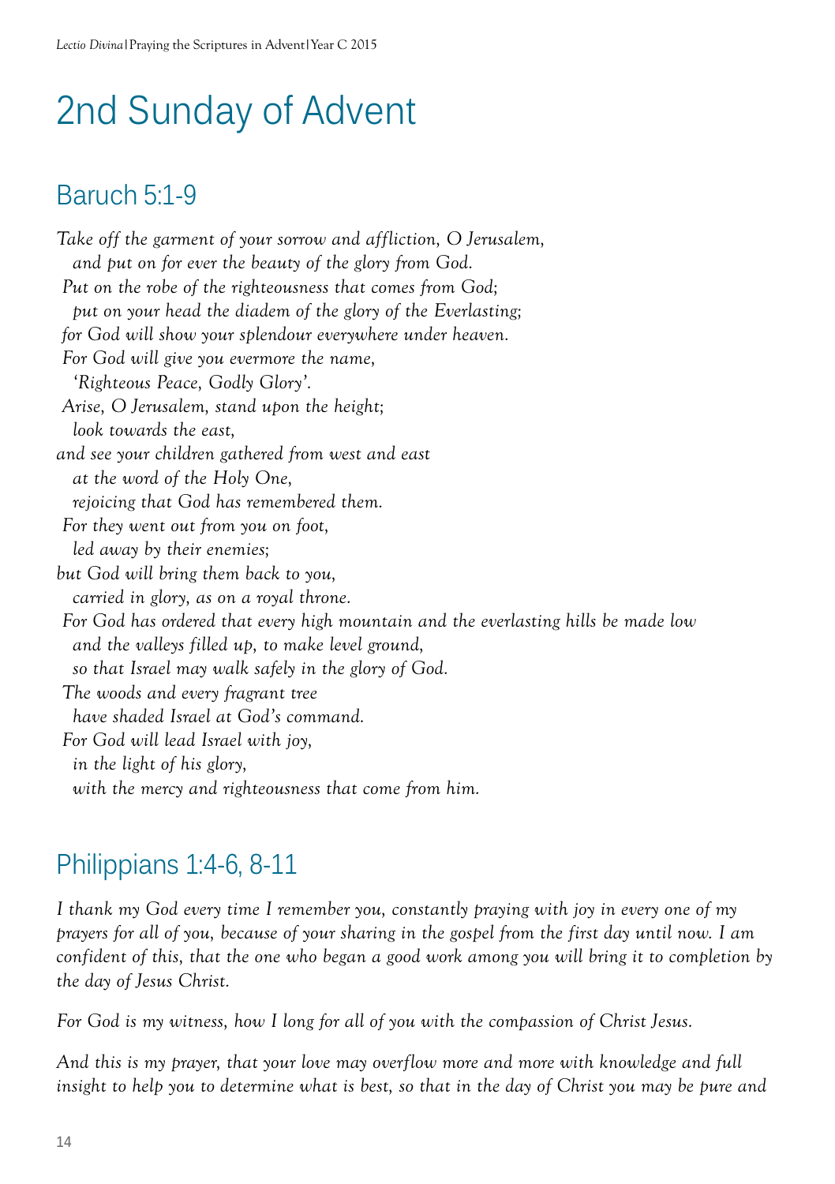# 2nd Sunday of Advent

## Baruch 5:1-9

*Take off the garment of your sorrow and affliction, O Jerusalem,*
*and put on for ever the beauty of the glory from God.*
*Put on the robe of the righteousness that comes from God;*
*put on your head the diadem of the glory of the Everlasting;*
*for God will show your splendour everywhere under heaven.*
*For God will give you evermore the name,*
*'Righteous Peace, Godly Glory'.*
*Arise, O Jerusalem, stand upon the height;*
*look towards the east,*
*and see your children gathered from west and east*
*at the word of the Holy One,*
*rejoicing that God has remembered them.*
*For they went out from you on foot,*
*led away by their enemies;*
*but God will bring them back to you,*
*carried in glory, as on a royal throne.*
*For God has ordered that every high mountain and the everlasting hills be made low*
*and the valleys filled up, to make level ground,*
*so that Israel may walk safely in the glory of God.*
*The woods and every fragrant tree*
*have shaded Israel at God's command.*
*For God will lead Israel with joy,*
*in the light of his glory,*
*with the mercy and righteousness that come from him.*

## Philippians 1:4-6, 8-11

*I thank my God every time I remember you, constantly praying with joy in every one of my prayers for all of you, because of your sharing in the gospel from the first day until now. I am confident of this, that the one who began a good work among you will bring it to completion by the day of Jesus Christ.*

*For God is my witness, how I long for all of you with the compassion of Christ Jesus.*

*And this is my prayer, that your love may overflow more and more with knowledge and full insight to help you to determine what is best, so that in the day of Christ you may be pure and*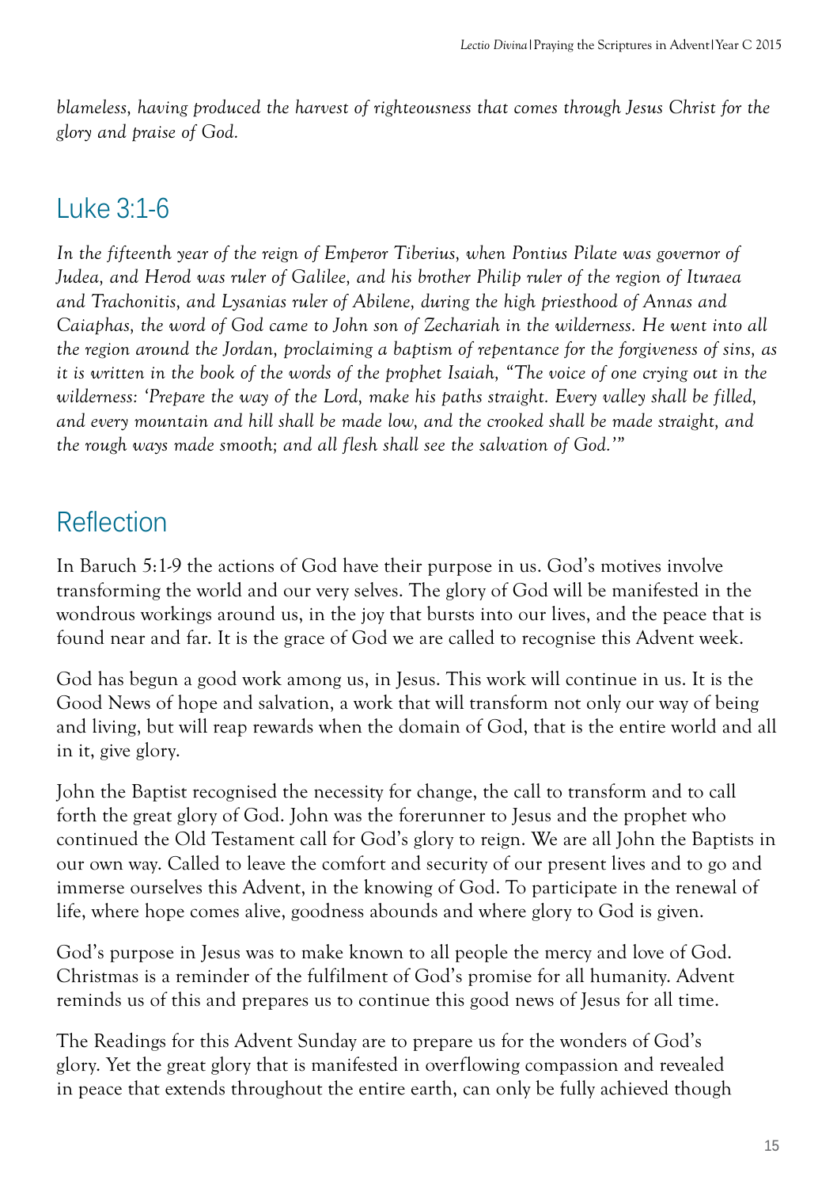*blameless, having produced the harvest of righteousness that comes through Jesus Christ for the glory and praise of God.*

## Luke 3:1-6

*In the fifteenth year of the reign of Emperor Tiberius, when Pontius Pilate was governor of Judea, and Herod was ruler of Galilee, and his brother Philip ruler of the region of Ituraea and Trachonitis, and Lysanias ruler of Abilene, during the high priesthood of Annas and Caiaphas, the word of God came to John son of Zechariah in the wilderness. He went into all the region around the Jordan, proclaiming a baptism of repentance for the forgiveness of sins, as it is written in the book of the words of the prophet Isaiah, "The voice of one crying out in the wilderness: 'Prepare the way of the Lord, make his paths straight. Every valley shall be filled, and every mountain and hill shall be made low, and the crooked shall be made straight, and the rough ways made smooth; and all flesh shall see the salvation of God.'"*

## Reflection

In Baruch 5:1-9 the actions of God have their purpose in us. God's motives involve transforming the world and our very selves. The glory of God will be manifested in the wondrous workings around us, in the joy that bursts into our lives, and the peace that is found near and far. It is the grace of God we are called to recognise this Advent week.

God has begun a good work among us, in Jesus. This work will continue in us. It is the Good News of hope and salvation, a work that will transform not only our way of being and living, but will reap rewards when the domain of God, that is the entire world and all in it, give glory.

John the Baptist recognised the necessity for change, the call to transform and to call forth the great glory of God. John was the forerunner to Jesus and the prophet who continued the Old Testament call for God's glory to reign. We are all John the Baptists in our own way. Called to leave the comfort and security of our present lives and to go and immerse ourselves this Advent, in the knowing of God. To participate in the renewal of life, where hope comes alive, goodness abounds and where glory to God is given.

God's purpose in Jesus was to make known to all people the mercy and love of God. Christmas is a reminder of the fulfilment of God's promise for all humanity. Advent reminds us of this and prepares us to continue this good news of Jesus for all time.

The Readings for this Advent Sunday are to prepare us for the wonders of God's glory. Yet the great glory that is manifested in overflowing compassion and revealed in peace that extends throughout the entire earth, can only be fully achieved though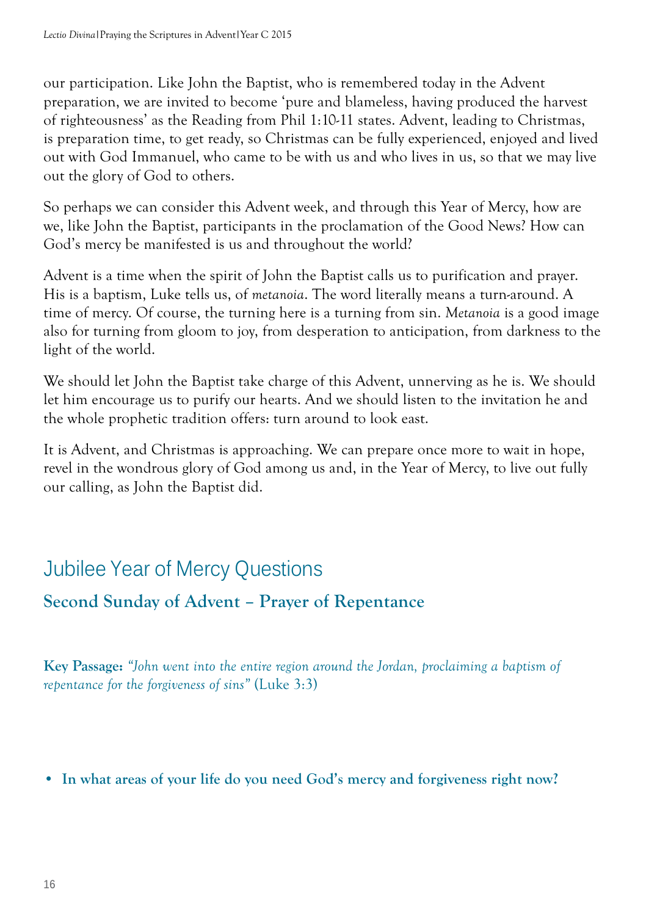our participation. Like John the Baptist, who is remembered today in the Advent preparation, we are invited to become 'pure and blameless, having produced the harvest of righteousness' as the Reading from Phil 1:10-11 states. Advent, leading to Christmas, is preparation time, to get ready, so Christmas can be fully experienced, enjoyed and lived out with God Immanuel, who came to be with us and who lives in us, so that we may live out the glory of God to others.

So perhaps we can consider this Advent week, and through this Year of Mercy, how are we, like John the Baptist, participants in the proclamation of the Good News? How can God's mercy be manifested is us and throughout the world?

Advent is a time when the spirit of John the Baptist calls us to purification and prayer. His is a baptism, Luke tells us, of *metanoia*. The word literally means a turn-around. A time of mercy. Of course, the turning here is a turning from sin. *Metanoia* is a good image also for turning from gloom to joy, from desperation to anticipation, from darkness to the light of the world.

We should let John the Baptist take charge of this Advent, unnerving as he is. We should let him encourage us to purify our hearts. And we should listen to the invitation he and the whole prophetic tradition offers: turn around to look east.

It is Advent, and Christmas is approaching. We can prepare once more to wait in hope, revel in the wondrous glory of God among us and, in the Year of Mercy, to live out fully our calling, as John the Baptist did.

## Jubilee Year of Mercy Questions

### Second Sunday of Advent – Prayer of Repentance

**Key Passage:** *"John went into the entire region around the Jordan, proclaiming a baptism of repentance for the forgiveness of sins"* (Luke 3:3)

- **In what areas of your life do you need God's mercy and forgiveness right now?**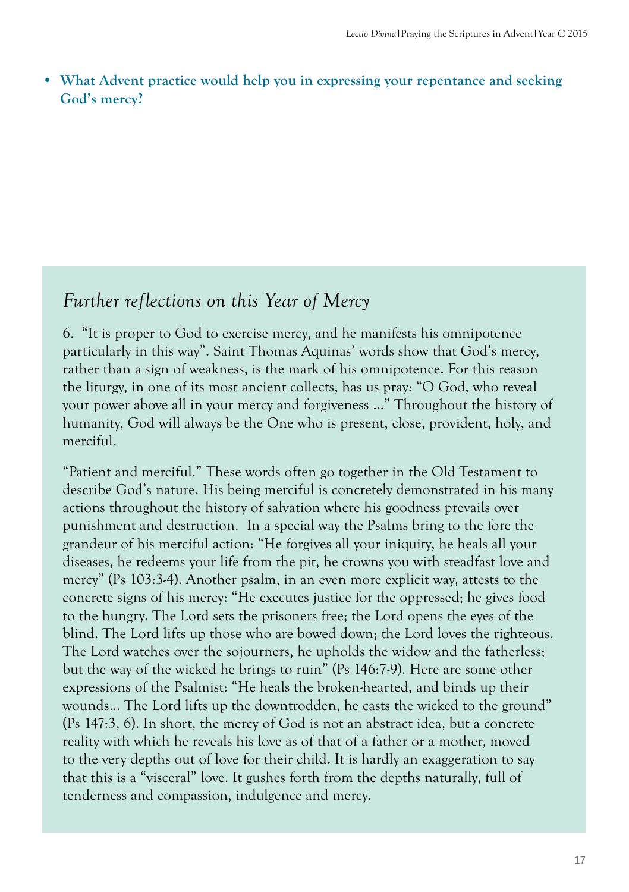- **What Advent practice would help you in expressing your repentance and seeking God's mercy?**

## *Further reflections on this Year of Mercy*

6. "It is proper to God to exercise mercy, and he manifests his omnipotence particularly in this way". Saint Thomas Aquinas' words show that God's mercy, rather than a sign of weakness, is the mark of his omnipotence. For this reason the liturgy, in one of its most ancient collects, has us pray: "O God, who reveal your power above all in your mercy and forgiveness ..." Throughout the history of humanity, God will always be the One who is present, close, provident, holy, and merciful.

"Patient and merciful." These words often go together in the Old Testament to describe God's nature. His being merciful is concretely demonstrated in his many actions throughout the history of salvation where his goodness prevails over punishment and destruction. In a special way the Psalms bring to the fore the grandeur of his merciful action: "He forgives all your iniquity, he heals all your diseases, he redeems your life from the pit, he crowns you with steadfast love and mercy" (Ps 103:3-4). Another psalm, in an even more explicit way, attests to the concrete signs of his mercy: "He executes justice for the oppressed; he gives food to the hungry. The Lord sets the prisoners free; the Lord opens the eyes of the blind. The Lord lifts up those who are bowed down; the Lord loves the righteous. The Lord watches over the sojourners, he upholds the widow and the fatherless; but the way of the wicked he brings to ruin" (Ps 146:7-9). Here are some other expressions of the Psalmist: "He heals the broken-hearted, and binds up their wounds... The Lord lifts up the downtrodden, he casts the wicked to the ground" (Ps 147:3, 6). In short, the mercy of God is not an abstract idea, but a concrete reality with which he reveals his love as of that of a father or a mother, moved to the very depths out of love for their child. It is hardly an exaggeration to say that this is a "visceral" love. It gushes forth from the depths naturally, full of tenderness and compassion, indulgence and mercy.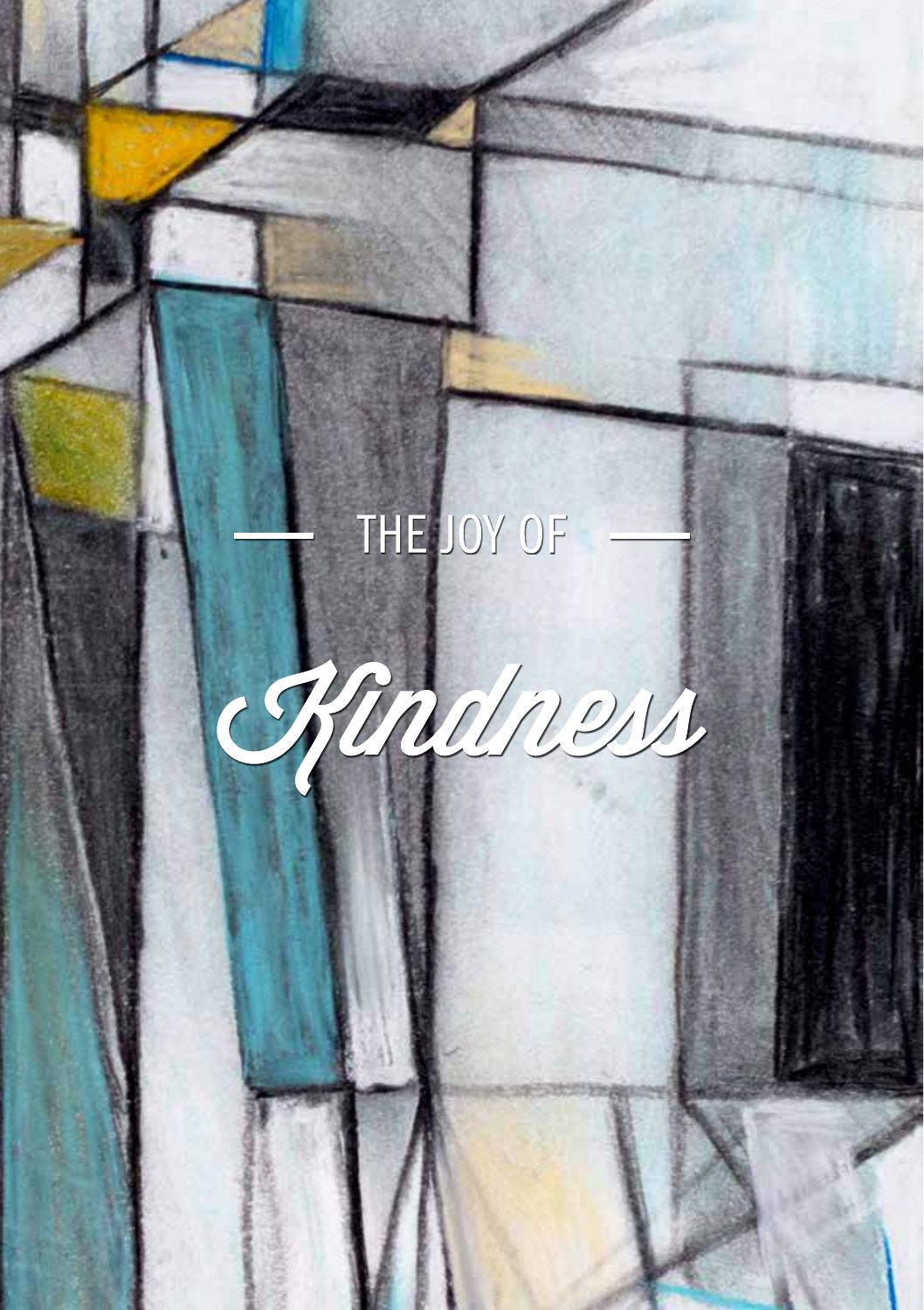# THE JOY OF

# *Kindness*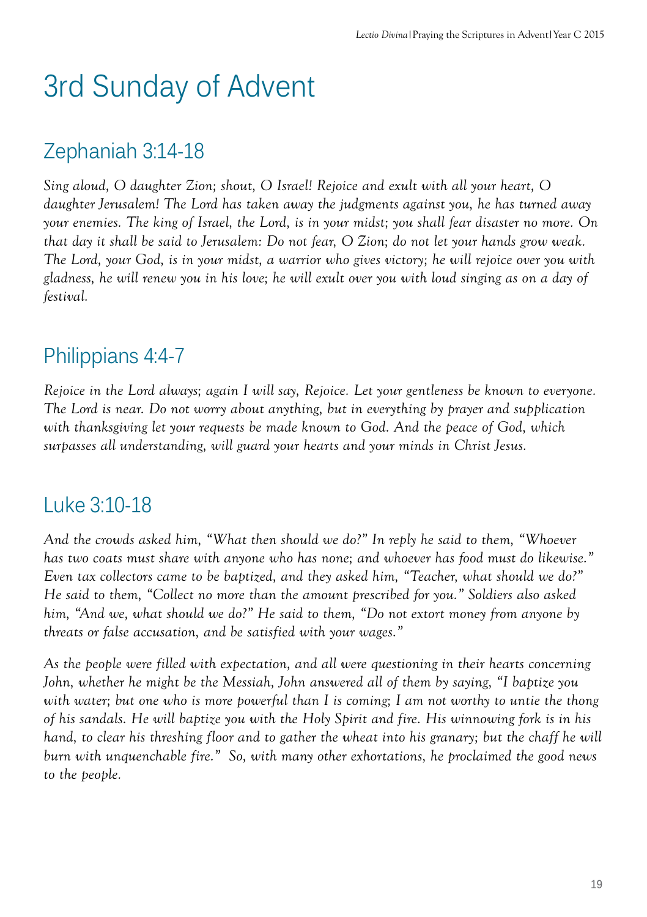# 3rd Sunday of Advent

## Zephaniah 3:14-18

*Sing aloud, O daughter Zion; shout, O Israel! Rejoice and exult with all your heart, O daughter Jerusalem! The Lord has taken away the judgments against you, he has turned away your enemies. The king of Israel, the Lord, is in your midst; you shall fear disaster no more. On that day it shall be said to Jerusalem: Do not fear, O Zion; do not let your hands grow weak. The Lord, your God, is in your midst, a warrior who gives victory; he will rejoice over you with gladness, he will renew you in his love; he will exult over you with loud singing as on a day of festival.*

## Philippians 4:4-7

*Rejoice in the Lord always; again I will say, Rejoice. Let your gentleness be known to everyone. The Lord is near. Do not worry about anything, but in everything by prayer and supplication with thanksgiving let your requests be made known to God. And the peace of God, which surpasses all understanding, will guard your hearts and your minds in Christ Jesus.*

## Luke 3:10-18

*And the crowds asked him, "What then should we do?" In reply he said to them, "Whoever has two coats must share with anyone who has none; and whoever has food must do likewise." Even tax collectors came to be baptized, and they asked him, "Teacher, what should we do?" He said to them, "Collect no more than the amount prescribed for you." Soldiers also asked him, "And we, what should we do?" He said to them, "Do not extort money from anyone by threats or false accusation, and be satisfied with your wages."*

*As the people were filled with expectation, and all were questioning in their hearts concerning John, whether he might be the Messiah, John answered all of them by saying, "I baptize you with water; but one who is more powerful than I is coming; I am not worthy to untie the thong of his sandals. He will baptize you with the Holy Spirit and fire. His winnowing fork is in his hand, to clear his threshing floor and to gather the wheat into his granary; but the chaff he will burn with unquenchable fire." So, with many other exhortations, he proclaimed the good news to the people.*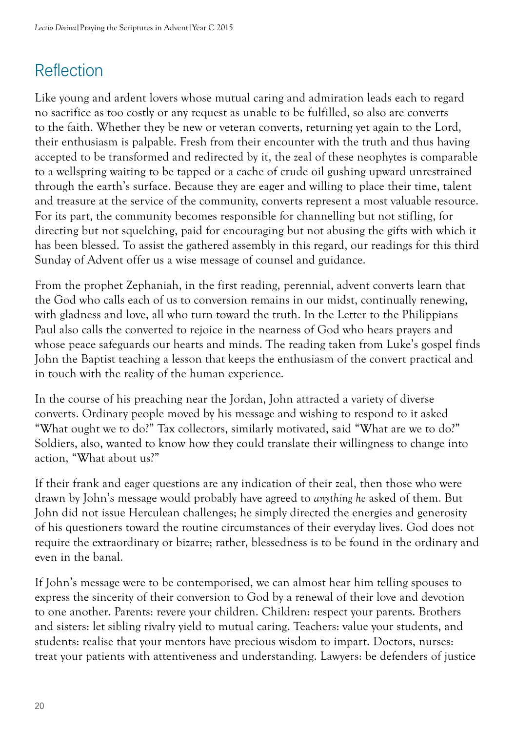## Reflection

Like young and ardent lovers whose mutual caring and admiration leads each to regard no sacrifice as too costly or any request as unable to be fulfilled, so also are converts to the faith. Whether they be new or veteran converts, returning yet again to the Lord, their enthusiasm is palpable. Fresh from their encounter with the truth and thus having accepted to be transformed and redirected by it, the zeal of these neophytes is comparable to a wellspring waiting to be tapped or a cache of crude oil gushing upward unrestrained through the earth's surface. Because they are eager and willing to place their time, talent and treasure at the service of the community, converts represent a most valuable resource. For its part, the community becomes responsible for channelling but not stifling, for directing but not squelching, paid for encouraging but not abusing the gifts with which it has been blessed. To assist the gathered assembly in this regard, our readings for this third Sunday of Advent offer us a wise message of counsel and guidance.

From the prophet Zephaniah, in the first reading, perennial, advent converts learn that the God who calls each of us to conversion remains in our midst, continually renewing, with gladness and love, all who turn toward the truth. In the Letter to the Philippians Paul also calls the converted to rejoice in the nearness of God who hears prayers and whose peace safeguards our hearts and minds. The reading taken from Luke's gospel finds John the Baptist teaching a lesson that keeps the enthusiasm of the convert practical and in touch with the reality of the human experience.

In the course of his preaching near the Jordan, John attracted a variety of diverse converts. Ordinary people moved by his message and wishing to respond to it asked "What ought we to do?" Tax collectors, similarly motivated, said "What are we to do?" Soldiers, also, wanted to know how they could translate their willingness to change into action, "What about us?"

If their frank and eager questions are any indication of their zeal, then those who were drawn by John's message would probably have agreed to *anything he* asked of them. But John did not issue Herculean challenges; he simply directed the energies and generosity of his questioners toward the routine circumstances of their everyday lives. God does not require the extraordinary or bizarre; rather, blessedness is to be found in the ordinary and even in the banal.

If John's message were to be contemporised, we can almost hear him telling spouses to express the sincerity of their conversion to God by a renewal of their love and devotion to one another. Parents: revere your children. Children: respect your parents. Brothers and sisters: let sibling rivalry yield to mutual caring. Teachers: value your students, and students: realise that your mentors have precious wisdom to impart. Doctors, nurses: treat your patients with attentiveness and understanding. Lawyers: be defenders of justice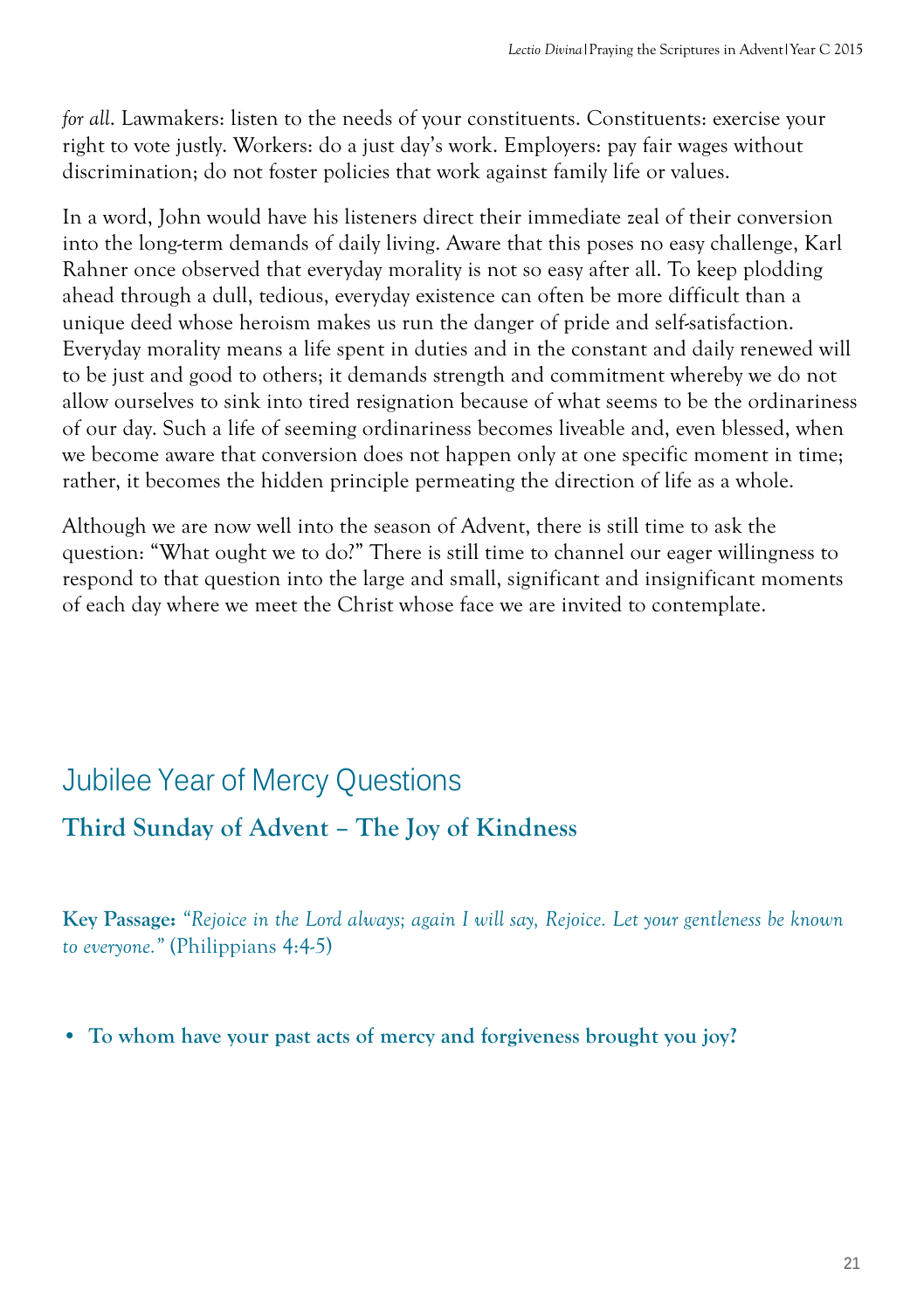*for all*. Lawmakers: listen to the needs of your constituents. Constituents: exercise your right to vote justly. Workers: do a just day's work. Employers: pay fair wages without discrimination; do not foster policies that work against family life or values.

In a word, John would have his listeners direct their immediate zeal of their conversion into the long-term demands of daily living. Aware that this poses no easy challenge, Karl Rahner once observed that everyday morality is not so easy after all. To keep plodding ahead through a dull, tedious, everyday existence can often be more difficult than a unique deed whose heroism makes us run the danger of pride and self-satisfaction. Everyday morality means a life spent in duties and in the constant and daily renewed will to be just and good to others; it demands strength and commitment whereby we do not allow ourselves to sink into tired resignation because of what seems to be the ordinariness of our day. Such a life of seeming ordinariness becomes liveable and, even blessed, when we become aware that conversion does not happen only at one specific moment in time; rather, it becomes the hidden principle permeating the direction of life as a whole.

Although we are now well into the season of Advent, there is still time to ask the question: "What ought we to do?" There is still time to channel our eager willingness to respond to that question into the large and small, significant and insignificant moments of each day where we meet the Christ whose face we are invited to contemplate.

# Jubilee Year of Mercy Questions

## Third Sunday of Advent – The Joy of Kindness

**Key Passage:** *"Rejoice in the Lord always; again I will say, Rejoice. Let your gentleness be known to everyone."* (Philippians 4:4-5)

- **To whom have your past acts of mercy and forgiveness brought you joy?**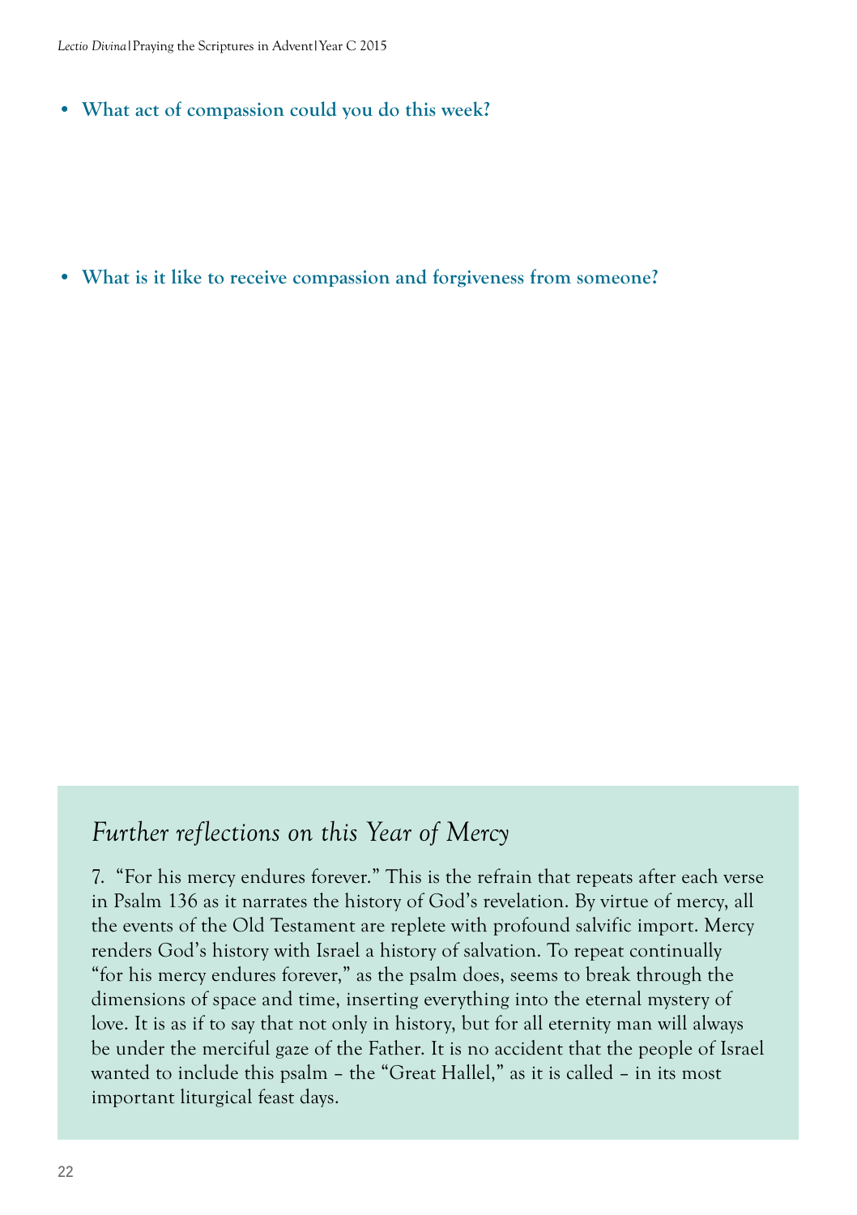- **What act of compassion could you do this week?**

- **What is it like to receive compassion and forgiveness from someone?**

## *Further reflections on this Year of Mercy*

7. "For his mercy endures forever." This is the refrain that repeats after each verse in Psalm 136 as it narrates the history of God's revelation. By virtue of mercy, all the events of the Old Testament are replete with profound salvific import. Mercy renders God's history with Israel a history of salvation. To repeat continually "for his mercy endures forever," as the psalm does, seems to break through the dimensions of space and time, inserting everything into the eternal mystery of love. It is as if to say that not only in history, but for all eternity man will always be under the merciful gaze of the Father. It is no accident that the people of Israel wanted to include this psalm – the "Great Hallel," as it is called – in its most important liturgical feast days.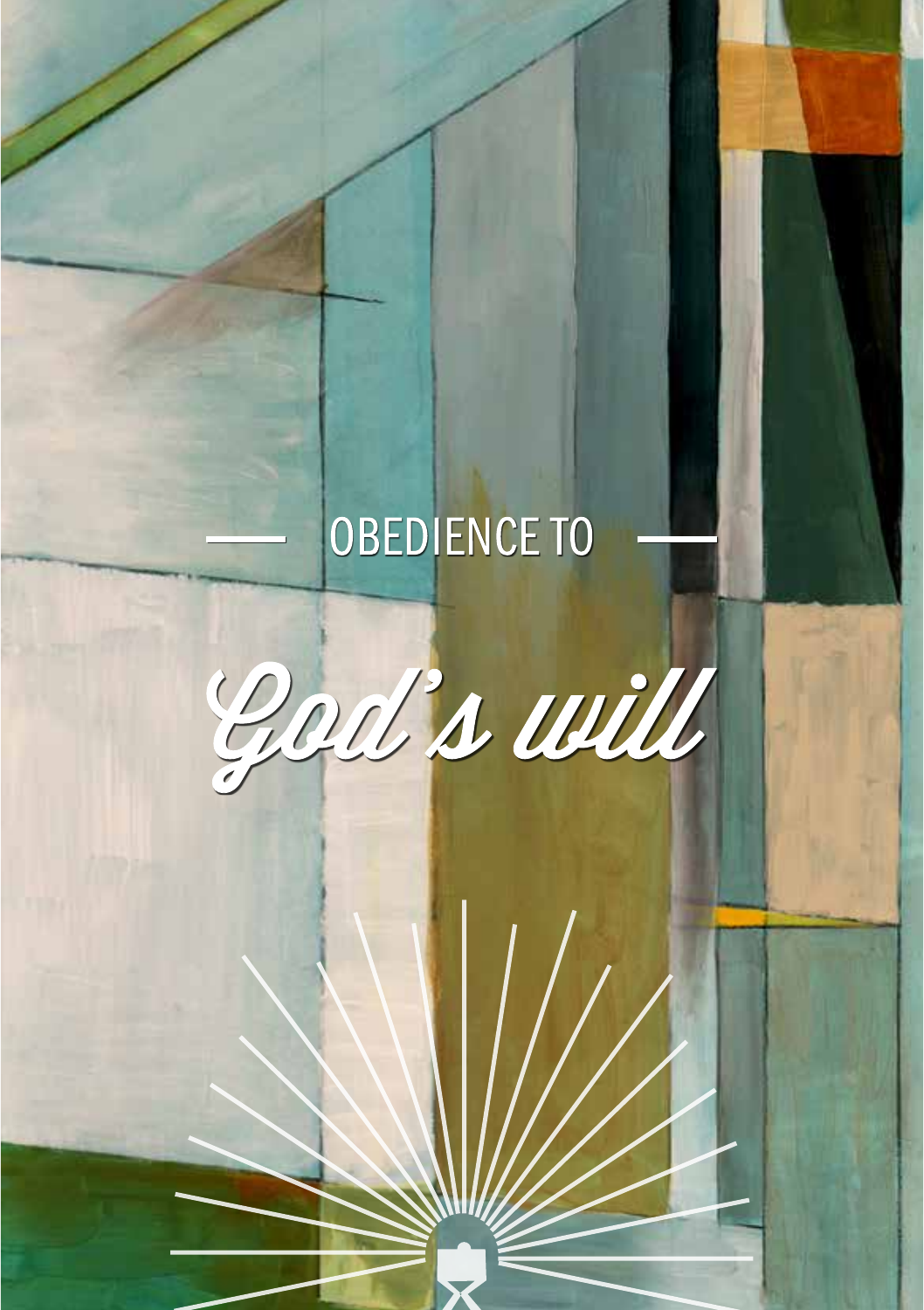# OBEDIENCE TO

# *God's will*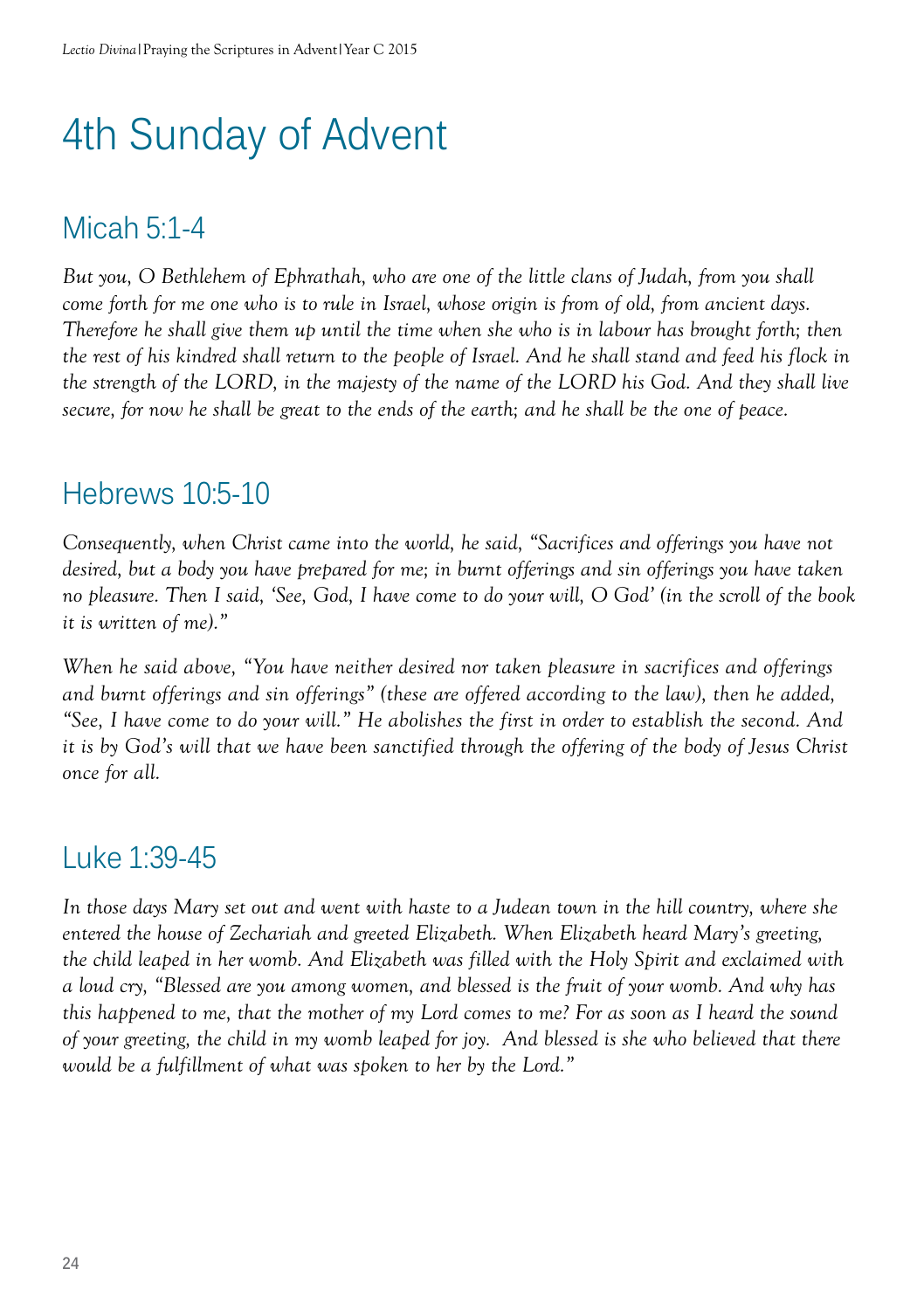# 4th Sunday of Advent

## Micah 5:1-4

*But you, O Bethlehem of Ephrathah, who are one of the little clans of Judah, from you shall come forth for me one who is to rule in Israel, whose origin is from of old, from ancient days. Therefore he shall give them up until the time when she who is in labour has brought forth; then the rest of his kindred shall return to the people of Israel. And he shall stand and feed his flock in the strength of the LORD, in the majesty of the name of the LORD his God. And they shall live secure, for now he shall be great to the ends of the earth; and he shall be the one of peace.*

## Hebrews 10:5-10

*Consequently, when Christ came into the world, he said, "Sacrifices and offerings you have not desired, but a body you have prepared for me; in burnt offerings and sin offerings you have taken no pleasure. Then I said, 'See, God, I have come to do your will, O God' (in the scroll of the book it is written of me)."*

*When he said above, "You have neither desired nor taken pleasure in sacrifices and offerings and burnt offerings and sin offerings" (these are offered according to the law), then he added, "See, I have come to do your will." He abolishes the first in order to establish the second. And it is by God's will that we have been sanctified through the offering of the body of Jesus Christ once for all.*

## Luke 1:39-45

*In those days Mary set out and went with haste to a Judean town in the hill country, where she entered the house of Zechariah and greeted Elizabeth. When Elizabeth heard Mary's greeting, the child leaped in her womb. And Elizabeth was filled with the Holy Spirit and exclaimed with a loud cry, "Blessed are you among women, and blessed is the fruit of your womb. And why has this happened to me, that the mother of my Lord comes to me? For as soon as I heard the sound of your greeting, the child in my womb leaped for joy. And blessed is she who believed that there would be a fulfillment of what was spoken to her by the Lord."*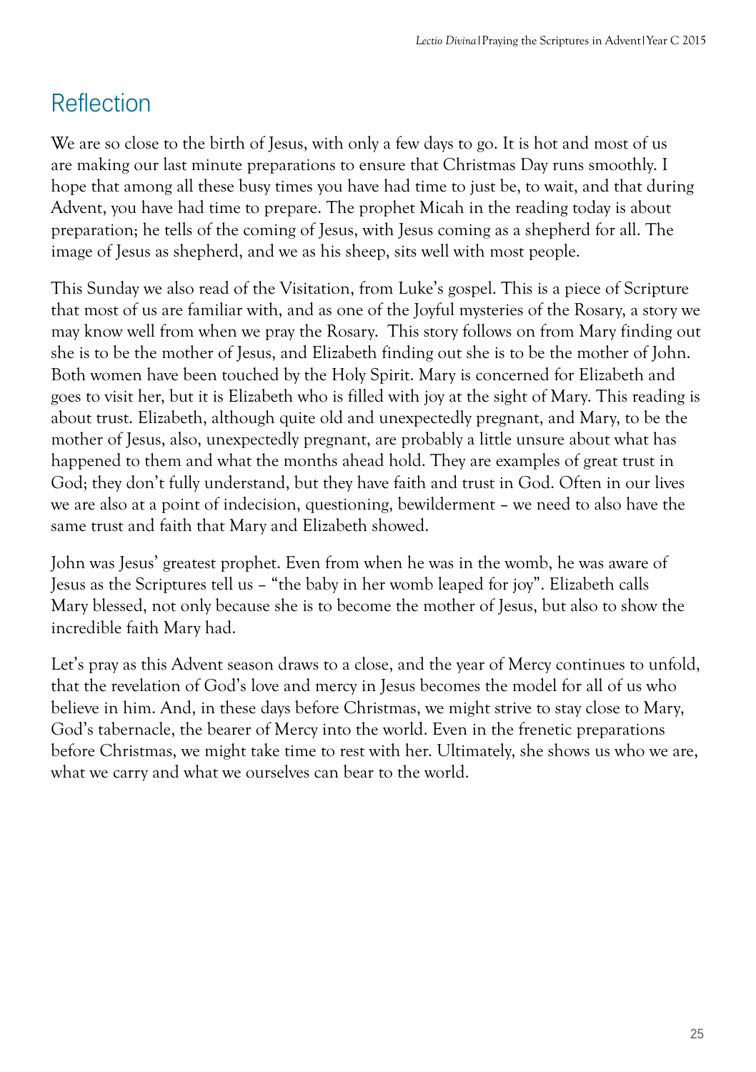## Reflection

We are so close to the birth of Jesus, with only a few days to go. It is hot and most of us are making our last minute preparations to ensure that Christmas Day runs smoothly. I hope that among all these busy times you have had time to just be, to wait, and that during Advent, you have had time to prepare. The prophet Micah in the reading today is about preparation; he tells of the coming of Jesus, with Jesus coming as a shepherd for all. The image of Jesus as shepherd, and we as his sheep, sits well with most people.

This Sunday we also read of the Visitation, from Luke's gospel. This is a piece of Scripture that most of us are familiar with, and as one of the Joyful mysteries of the Rosary, a story we may know well from when we pray the Rosary. This story follows on from Mary finding out she is to be the mother of Jesus, and Elizabeth finding out she is to be the mother of John. Both women have been touched by the Holy Spirit. Mary is concerned for Elizabeth and goes to visit her, but it is Elizabeth who is filled with joy at the sight of Mary. This reading is about trust. Elizabeth, although quite old and unexpectedly pregnant, and Mary, to be the mother of Jesus, also, unexpectedly pregnant, are probably a little unsure about what has happened to them and what the months ahead hold. They are examples of great trust in God; they don't fully understand, but they have faith and trust in God. Often in our lives we are also at a point of indecision, questioning, bewilderment – we need to also have the same trust and faith that Mary and Elizabeth showed.

John was Jesus' greatest prophet. Even from when he was in the womb, he was aware of Jesus as the Scriptures tell us – "the baby in her womb leaped for joy". Elizabeth calls Mary blessed, not only because she is to become the mother of Jesus, but also to show the incredible faith Mary had.

Let's pray as this Advent season draws to a close, and the year of Mercy continues to unfold, that the revelation of God's love and mercy in Jesus becomes the model for all of us who believe in him. And, in these days before Christmas, we might strive to stay close to Mary, God's tabernacle, the bearer of Mercy into the world. Even in the frenetic preparations before Christmas, we might take time to rest with her. Ultimately, she shows us who we are, what we carry and what we ourselves can bear to the world.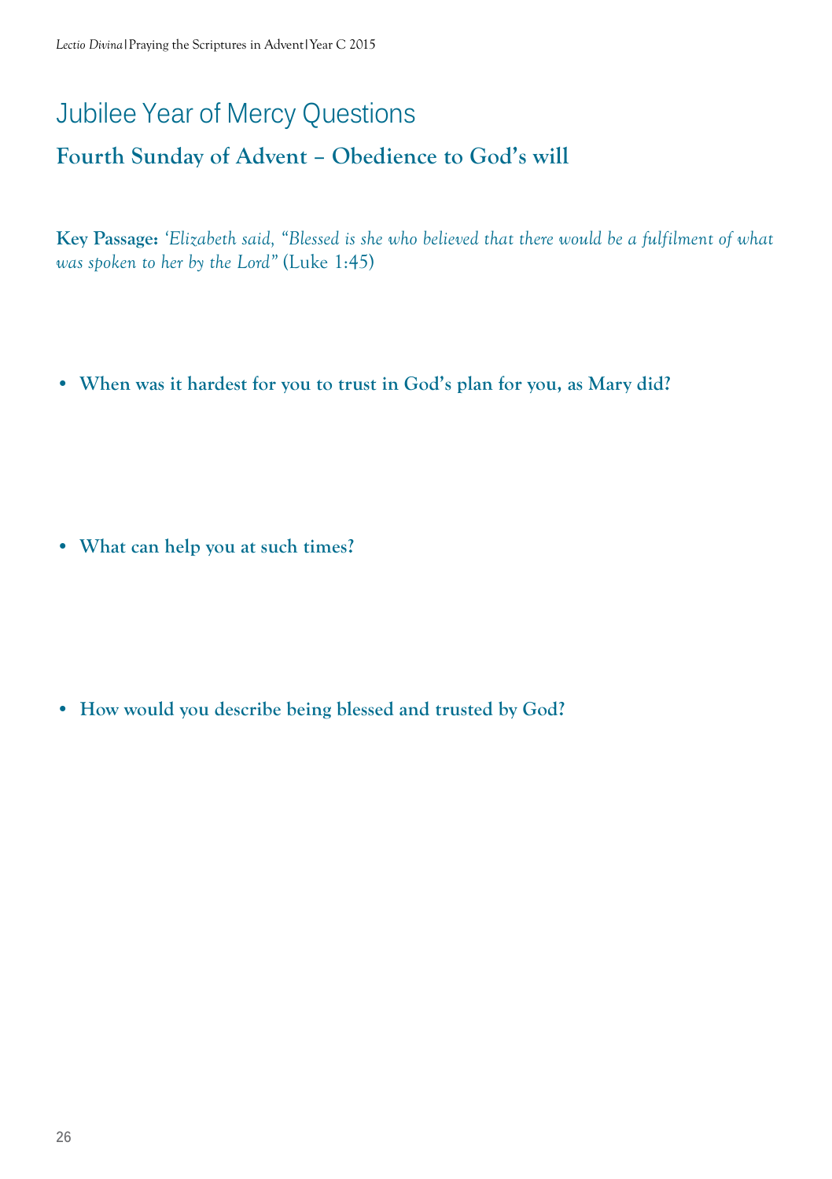# Jubilee Year of Mercy Questions

## Fourth Sunday of Advent – Obedience to God's will

**Key Passage:** *'Elizabeth said, "Blessed is she who believed that there would be a fulfilment of what was spoken to her by the Lord"* (Luke 1:45)

- **When was it hardest for you to trust in God's plan for you, as Mary did?**

- **What can help you at such times?**

- **How would you describe being blessed and trusted by God?**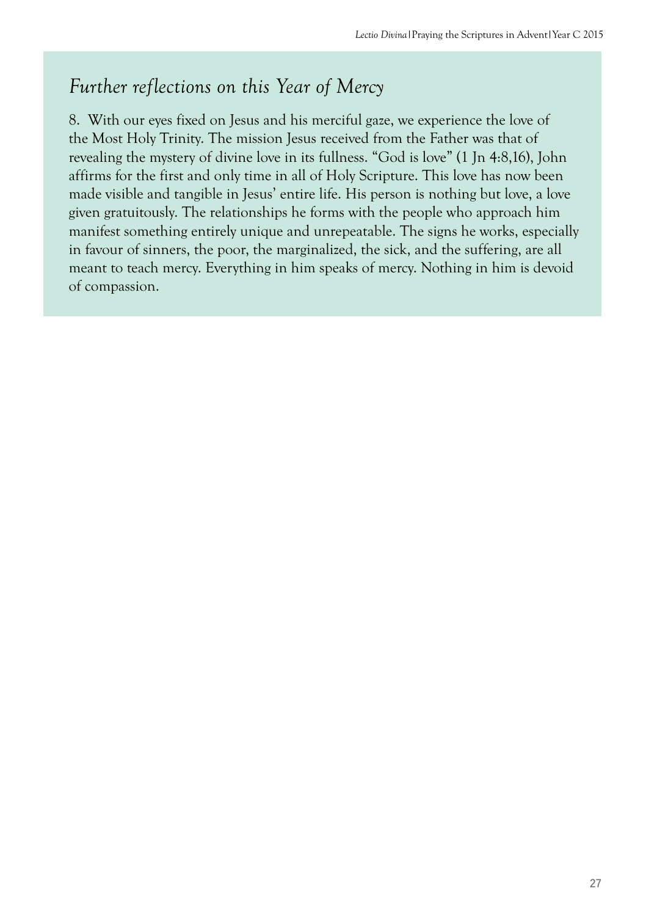## *Further reflections on this Year of Mercy*

8. With our eyes fixed on Jesus and his merciful gaze, we experience the love of the Most Holy Trinity. The mission Jesus received from the Father was that of revealing the mystery of divine love in its fullness. "God is love" (1 Jn 4:8,16), John affirms for the first and only time in all of Holy Scripture. This love has now been made visible and tangible in Jesus' entire life. His person is nothing but love, a love given gratuitously. The relationships he forms with the people who approach him manifest something entirely unique and unrepeatable. The signs he works, especially in favour of sinners, the poor, the marginalized, the sick, and the suffering, are all meant to teach mercy. Everything in him speaks of mercy. Nothing in him is devoid of compassion.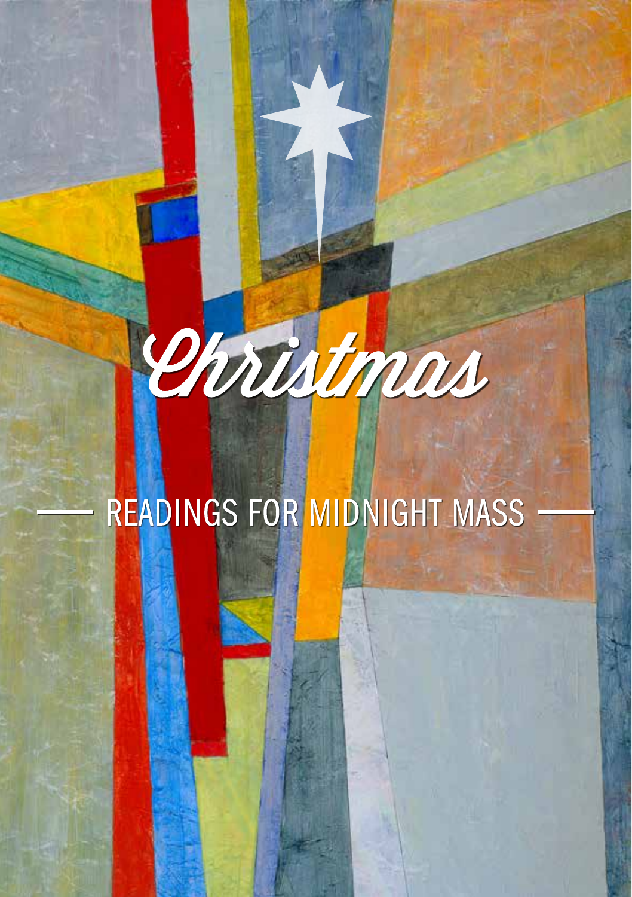# Christmas

## READINGS FOR MIDNIGHT MASS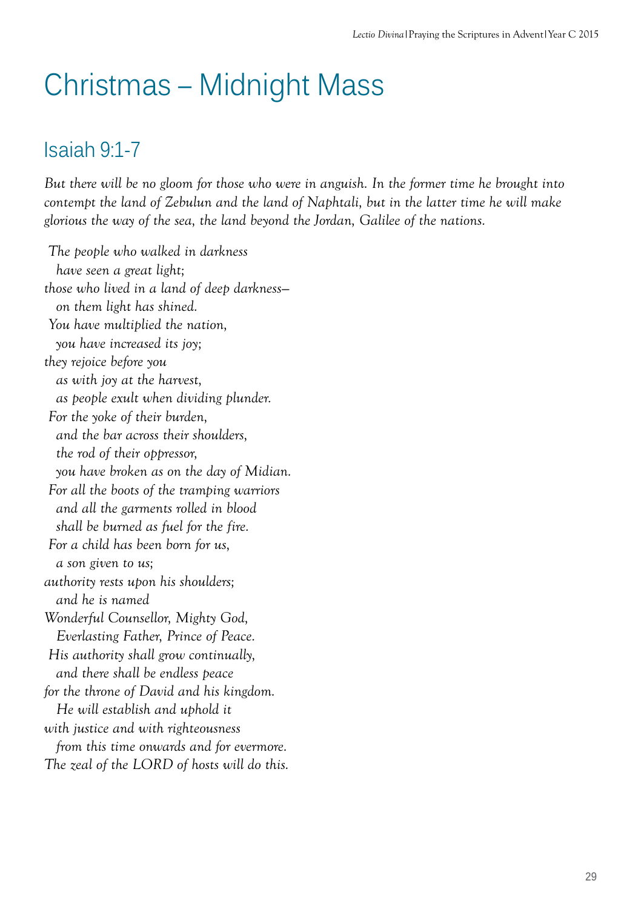# Christmas – Midnight Mass

## Isaiah 9:1-7

*But there will be no gloom for those who were in anguish. In the former time he brought into contempt the land of Zebulun and the land of Naphtali, but in the latter time he will make glorious the way of the sea, the land beyond the Jordan, Galilee of the nations.*

*The people who walked in darkness*
*have seen a great light;*
*those who lived in a land of deep darkness—*
*on them light has shined.*
*You have multiplied the nation,*
*you have increased its joy;*
*they rejoice before you*
*as with joy at the harvest,*
*as people exult when dividing plunder.*
*For the yoke of their burden,*
*and the bar across their shoulders,*
*the rod of their oppressor,*
*you have broken as on the day of Midian.*
*For all the boots of the tramping warriors*
*and all the garments rolled in blood*
*shall be burned as fuel for the fire.*
*For a child has been born for us,*
*a son given to us;*
*authority rests upon his shoulders;*
*and he is named*
*Wonderful Counsellor, Mighty God,*
*Everlasting Father, Prince of Peace.*
*His authority shall grow continually,*
*and there shall be endless peace*
*for the throne of David and his kingdom.*
*He will establish and uphold it*
*with justice and with righteousness*
*from this time onwards and for evermore.*
*The zeal of the LORD of hosts will do this.*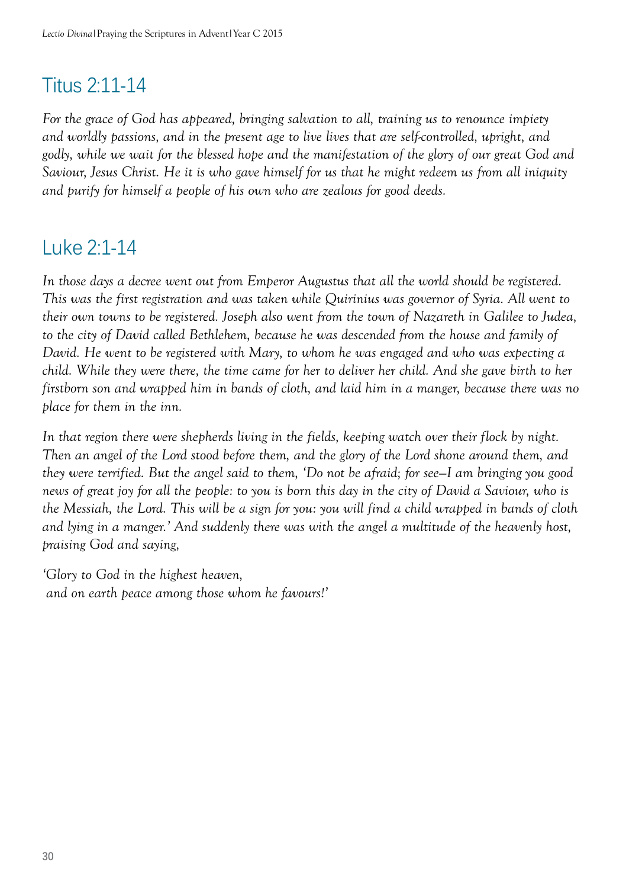## Titus 2:11-14

*For the grace of God has appeared, bringing salvation to all, training us to renounce impiety and worldly passions, and in the present age to live lives that are self-controlled, upright, and godly, while we wait for the blessed hope and the manifestation of the glory of our great God and Saviour, Jesus Christ. He it is who gave himself for us that he might redeem us from all iniquity and purify for himself a people of his own who are zealous for good deeds.*

## Luke 2:1-14

*In those days a decree went out from Emperor Augustus that all the world should be registered. This was the first registration and was taken while Quirinius was governor of Syria. All went to their own towns to be registered. Joseph also went from the town of Nazareth in Galilee to Judea, to the city of David called Bethlehem, because he was descended from the house and family of David. He went to be registered with Mary, to whom he was engaged and who was expecting a child. While they were there, the time came for her to deliver her child. And she gave birth to her firstborn son and wrapped him in bands of cloth, and laid him in a manger, because there was no place for them in the inn.*

*In that region there were shepherds living in the fields, keeping watch over their flock by night. Then an angel of the Lord stood before them, and the glory of the Lord shone around them, and they were terrified. But the angel said to them, 'Do not be afraid; for see—I am bringing you good news of great joy for all the people: to you is born this day in the city of David a Saviour, who is the Messiah, the Lord. This will be a sign for you: you will find a child wrapped in bands of cloth and lying in a manger.' And suddenly there was with the angel a multitude of the heavenly host, praising God and saying,*

*'Glory to God in the highest heaven,*
*and on earth peace among those whom he favours!'*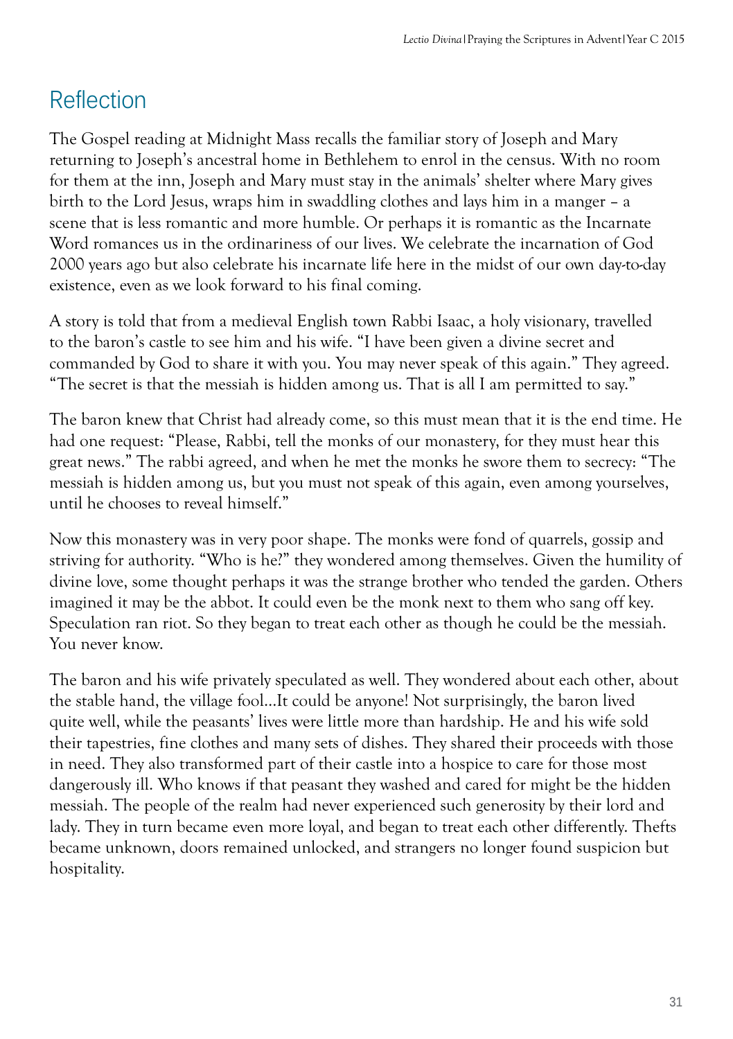## Reflection

The Gospel reading at Midnight Mass recalls the familiar story of Joseph and Mary returning to Joseph's ancestral home in Bethlehem to enrol in the census. With no room for them at the inn, Joseph and Mary must stay in the animals' shelter where Mary gives birth to the Lord Jesus, wraps him in swaddling clothes and lays him in a manger – a scene that is less romantic and more humble. Or perhaps it is romantic as the Incarnate Word romances us in the ordinariness of our lives. We celebrate the incarnation of God 2000 years ago but also celebrate his incarnate life here in the midst of our own day-to-day existence, even as we look forward to his final coming.

A story is told that from a medieval English town Rabbi Isaac, a holy visionary, travelled to the baron's castle to see him and his wife. "I have been given a divine secret and commanded by God to share it with you. You may never speak of this again." They agreed. "The secret is that the messiah is hidden among us. That is all I am permitted to say."

The baron knew that Christ had already come, so this must mean that it is the end time. He had one request: "Please, Rabbi, tell the monks of our monastery, for they must hear this great news." The rabbi agreed, and when he met the monks he swore them to secrecy: "The messiah is hidden among us, but you must not speak of this again, even among yourselves, until he chooses to reveal himself."

Now this monastery was in very poor shape. The monks were fond of quarrels, gossip and striving for authority. "Who is he?" they wondered among themselves. Given the humility of divine love, some thought perhaps it was the strange brother who tended the garden. Others imagined it may be the abbot. It could even be the monk next to them who sang off key. Speculation ran riot. So they began to treat each other as though he could be the messiah. You never know.

The baron and his wife privately speculated as well. They wondered about each other, about the stable hand, the village fool…It could be anyone! Not surprisingly, the baron lived quite well, while the peasants' lives were little more than hardship. He and his wife sold their tapestries, fine clothes and many sets of dishes. They shared their proceeds with those in need. They also transformed part of their castle into a hospice to care for those most dangerously ill. Who knows if that peasant they washed and cared for might be the hidden messiah. The people of the realm had never experienced such generosity by their lord and lady. They in turn became even more loyal, and began to treat each other differently. Thefts became unknown, doors remained unlocked, and strangers no longer found suspicion but hospitality.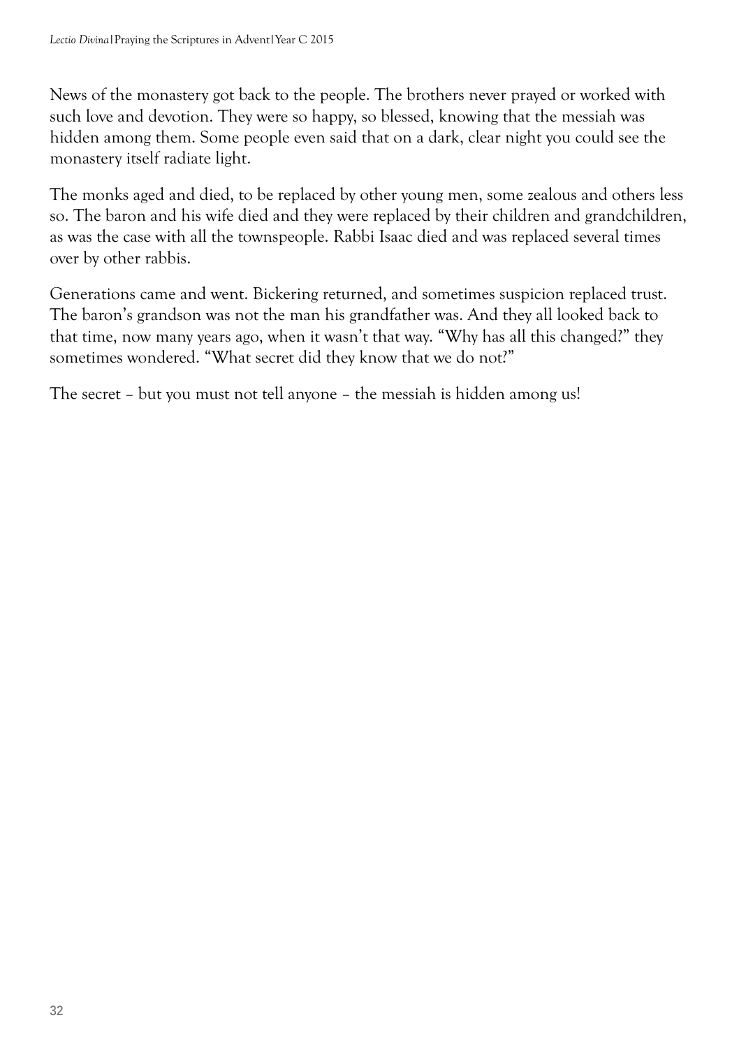News of the monastery got back to the people. The brothers never prayed or worked with such love and devotion. They were so happy, so blessed, knowing that the messiah was hidden among them. Some people even said that on a dark, clear night you could see the monastery itself radiate light.

The monks aged and died, to be replaced by other young men, some zealous and others less so. The baron and his wife died and they were replaced by their children and grandchildren, as was the case with all the townspeople. Rabbi Isaac died and was replaced several times over by other rabbis.

Generations came and went. Bickering returned, and sometimes suspicion replaced trust. The baron's grandson was not the man his grandfather was. And they all looked back to that time, now many years ago, when it wasn't that way. "Why has all this changed?" they sometimes wondered. "What secret did they know that we do not?"

The secret – but you must not tell anyone – the messiah is hidden among us!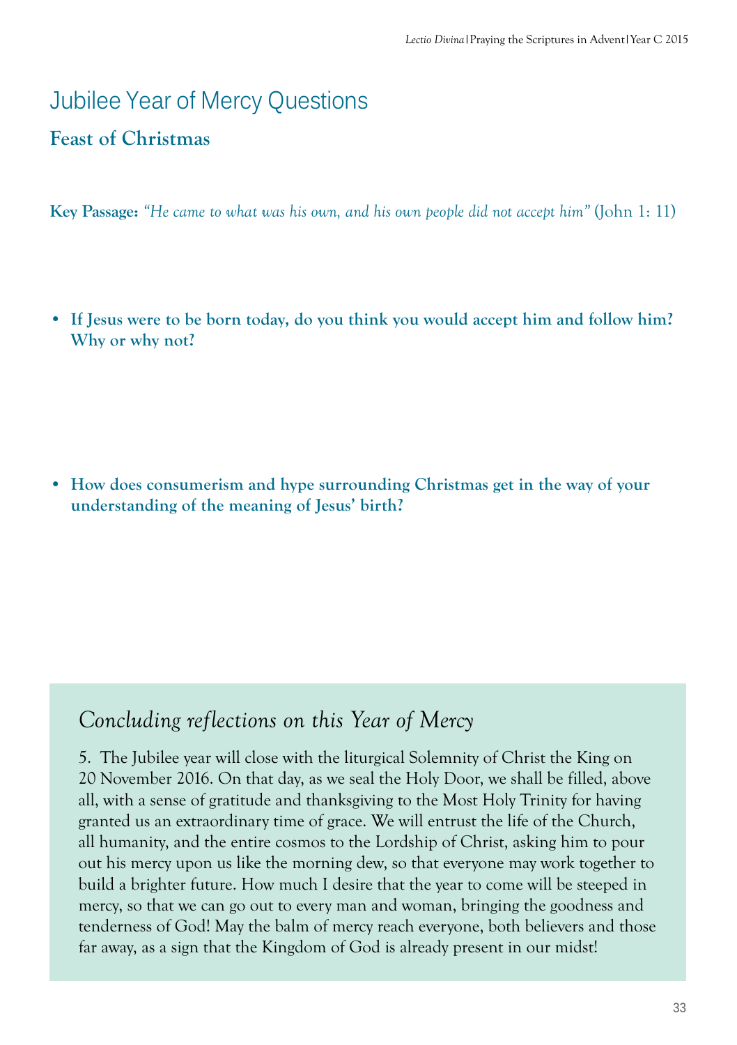# Jubilee Year of Mercy Questions

## Feast of Christmas

**Key Passage:** *"He came to what was his own, and his own people did not accept him"* (John 1: 11)

- **If Jesus were to be born today, do you think you would accept him and follow him? Why or why not?**

- **How does consumerism and hype surrounding Christmas get in the way of your understanding of the meaning of Jesus' birth?**

### *Concluding reflections on this Year of Mercy*

5. The Jubilee year will close with the liturgical Solemnity of Christ the King on 20 November 2016. On that day, as we seal the Holy Door, we shall be filled, above all, with a sense of gratitude and thanksgiving to the Most Holy Trinity for having granted us an extraordinary time of grace. We will entrust the life of the Church, all humanity, and the entire cosmos to the Lordship of Christ, asking him to pour out his mercy upon us like the morning dew, so that everyone may work together to build a brighter future. How much I desire that the year to come will be steeped in mercy, so that we can go out to every man and woman, bringing the goodness and tenderness of God! May the balm of mercy reach everyone, both believers and those far away, as a sign that the Kingdom of God is already present in our midst!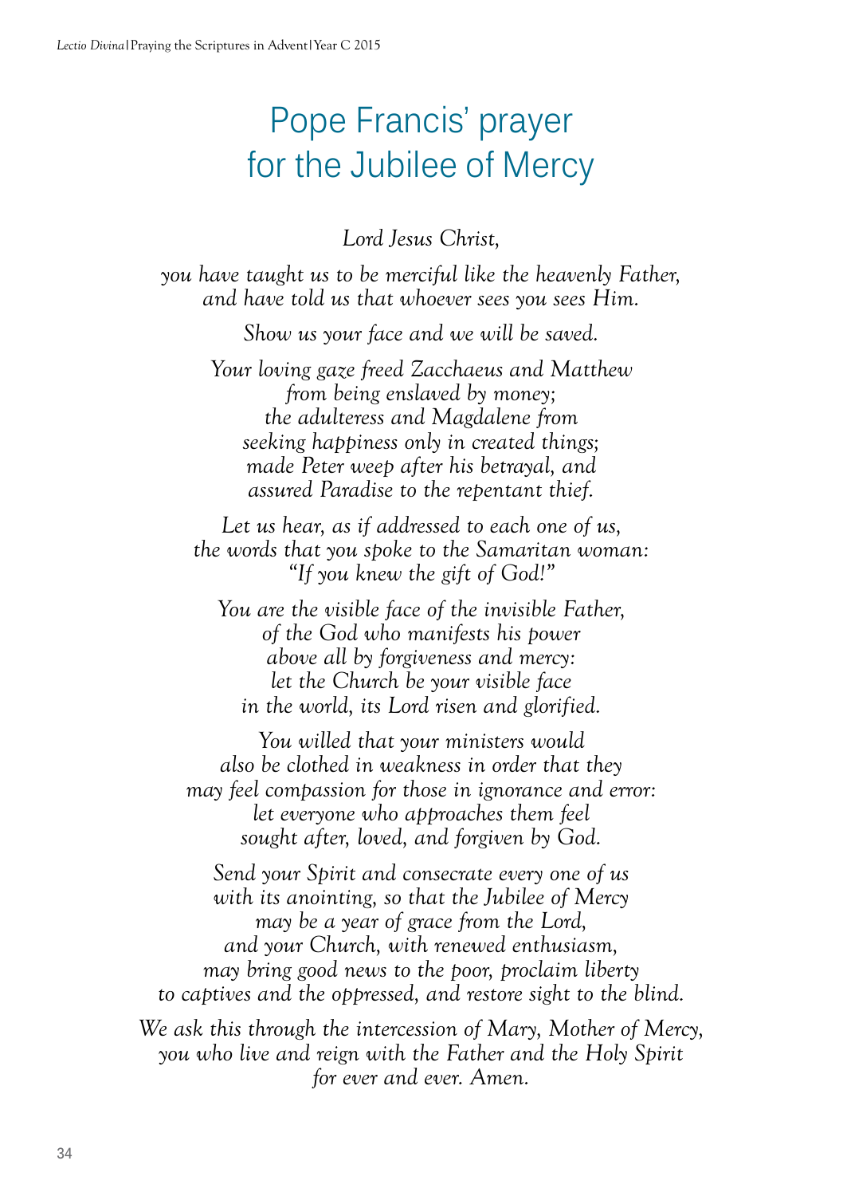# Pope Francis' prayer for the Jubilee of Mercy

*Lord Jesus Christ,*

*you have taught us to be merciful like the heavenly Father,*
*and have told us that whoever sees you sees Him.*

*Show us your face and we will be saved.*

*Your loving gaze freed Zacchaeus and Matthew*
*from being enslaved by money;*
*the adulteress and Magdalene from*
*seeking happiness only in created things;*
*made Peter weep after his betrayal, and*
*assured Paradise to the repentant thief.*

*Let us hear, as if addressed to each one of us,*
*the words that you spoke to the Samaritan woman:*
*"If you knew the gift of God!"*

*You are the visible face of the invisible Father,*
*of the God who manifests his power*
*above all by forgiveness and mercy:*
*let the Church be your visible face*
*in the world, its Lord risen and glorified.*

*You willed that your ministers would*
*also be clothed in weakness in order that they*
*may feel compassion for those in ignorance and error:*
*let everyone who approaches them feel*
*sought after, loved, and forgiven by God.*

*Send your Spirit and consecrate every one of us*
*with its anointing, so that the Jubilee of Mercy*
*may be a year of grace from the Lord,*
*and your Church, with renewed enthusiasm,*
*may bring good news to the poor, proclaim liberty*
*to captives and the oppressed, and restore sight to the blind.*

*We ask this through the intercession of Mary, Mother of Mercy,*
*you who live and reign with the Father and the Holy Spirit*
*for ever and ever. Amen.*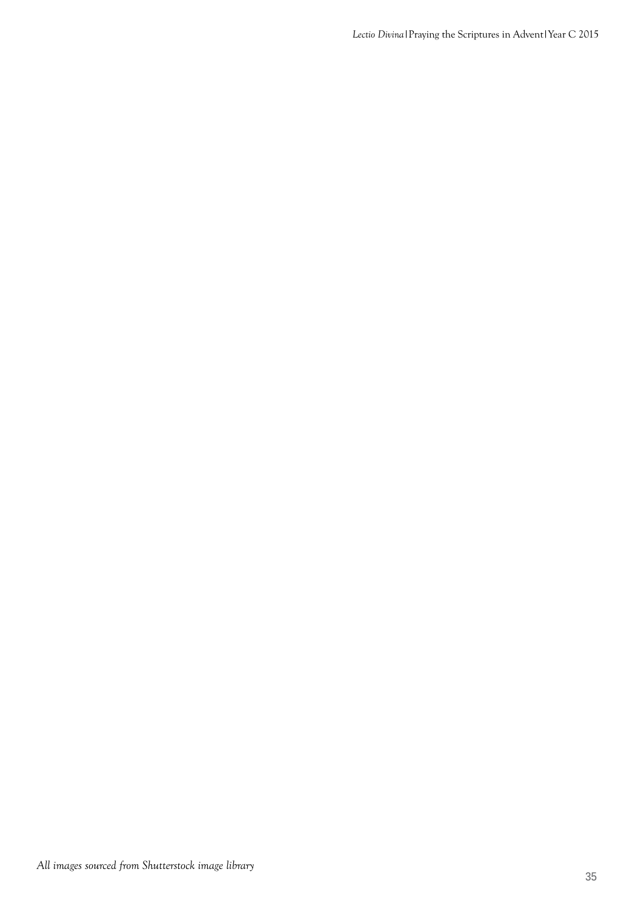*All images sourced from Shutterstock image library*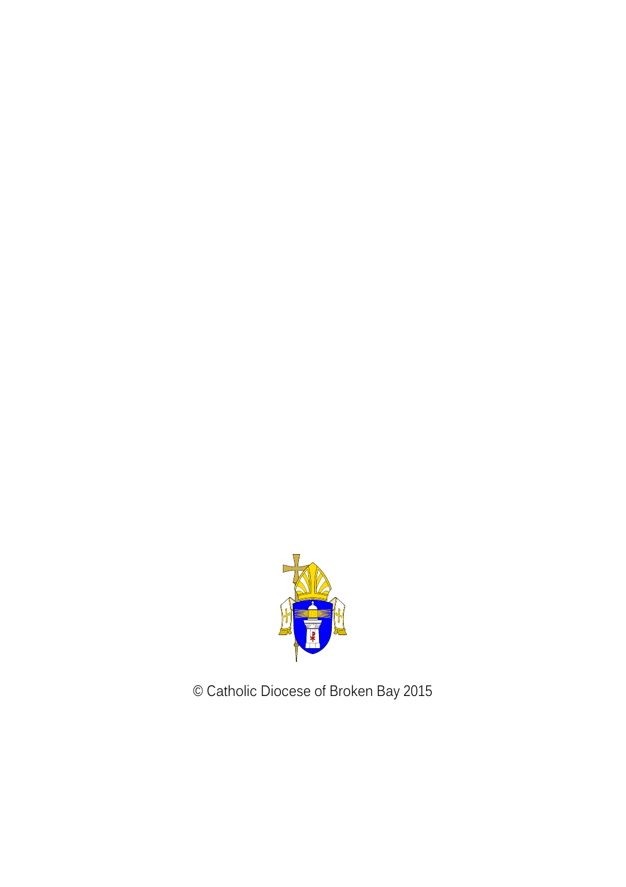© Catholic Diocese of Broken Bay 2015